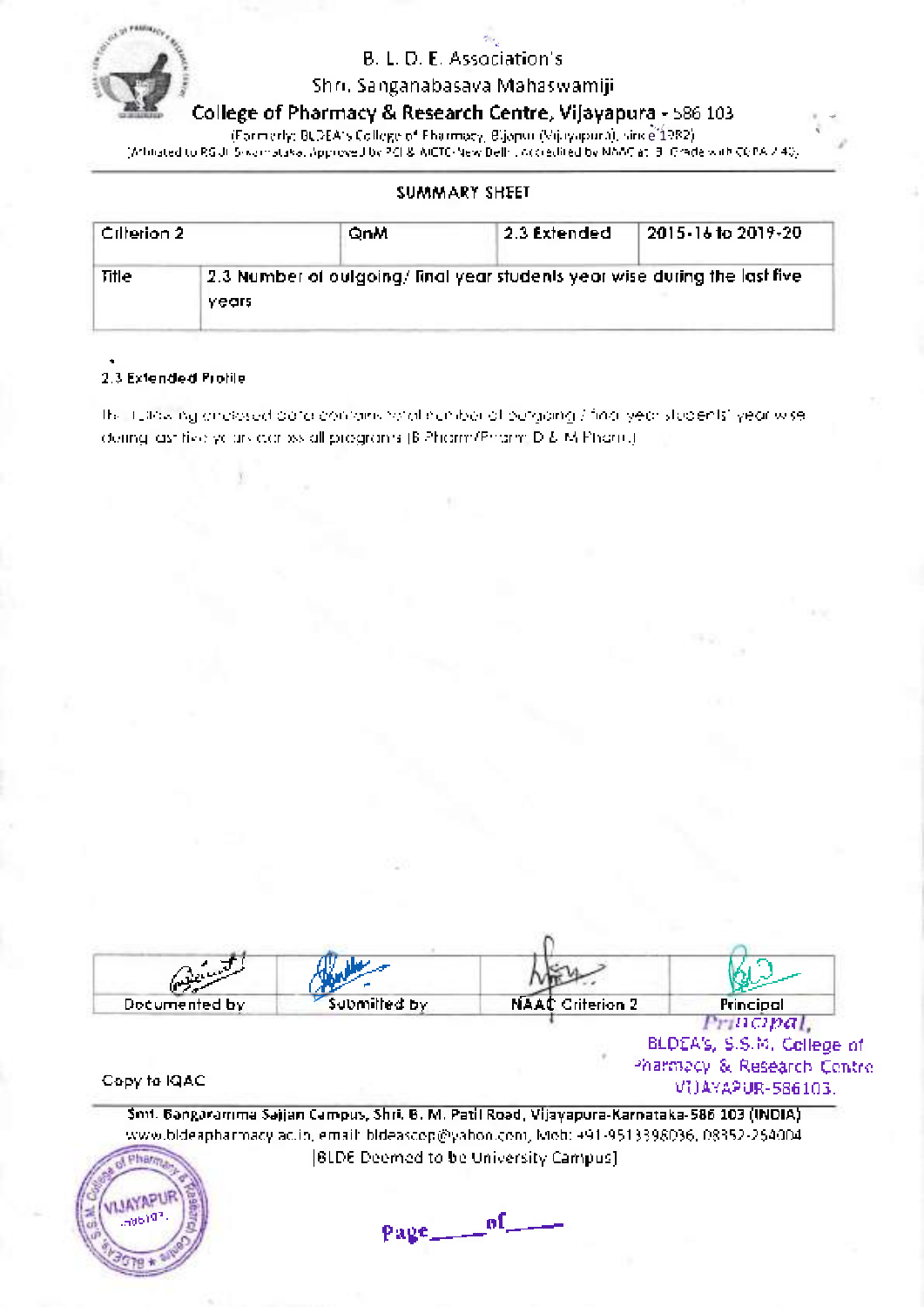B. L. D. E. Association's

Shri. Sanganabasava Mahaswamiji

**College of Pharmacy & Research Centre, Vijayapura - 586 103**

(Formerly: BLDEA's College of Pharmacy, Bijapur (Vijayapura), since 1982)

(Affiliated to RGUHS Karnataka, Approved by PCI & AICTE New Delhi, Accredited by NAAC at 'B' Grade with CGPA 2.40)

## SUMMARY SHEET

| Criterion 2 | | QnM | 2.3 Extended | 2015-16 to 2019-20 |
|---|---|---|---|---|
| Title | 2.3 Number of outgoing/ final year students year wise during the last five years | | | |

2.3 Extended Profile

The following enclosed data contains total number of outgoing / final year students' year wise during last five years across all programs (B Pharm/Pharm D & M Pharm)

| Documented by | Submitted by | NAAC Criterion 2 | Principal |
|---|---|---|---|

Principal,
BLDEA's, S.S.M. College of Pharmacy & Research Centre
VIJAYAPUR-586103.

Copy to IQAC

Smt. Bangaramma Sajjan Campus, Shri. B. M. Patil Road, Vijayapura-Karnataka-586 103 (INDIA)
www.bldeapharmacy.ac.in, email: bldeascop@yahoo.com, Mob: +91-9513398036, 08352-264004
(BLDE Deemed to be University Campus)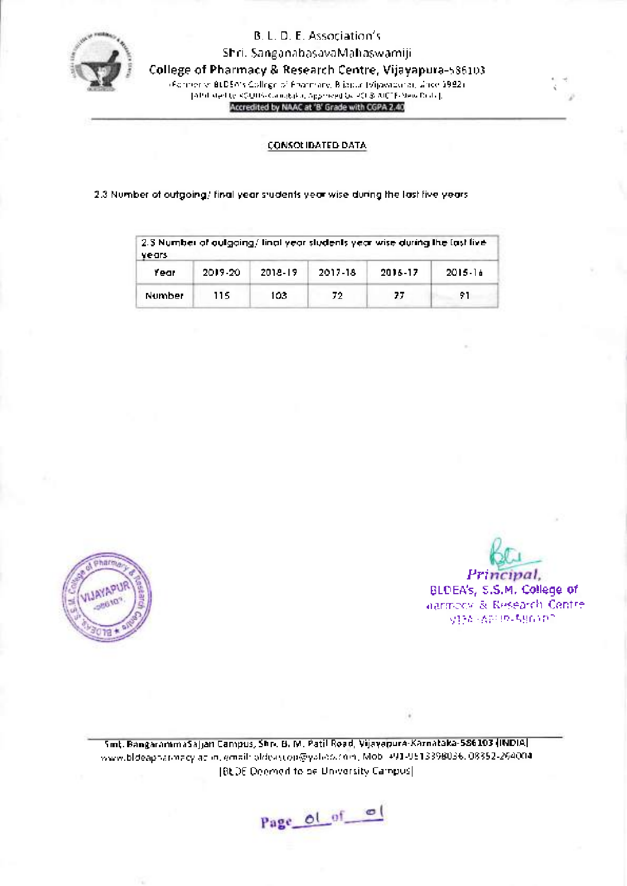B. L. D. E. Association's

Shri. SanganabasavaMahaswamiji

**College of Pharmacy & Research Centre, Vijayapura-586103**

(Formerly BLDEA's College of Pharmacy, Bijapur (Vijayapura), since 1982)

(Affiliated to RGUHS Karnataka, Approved by PCI & AICTE New Delhi)

**Accredited by NAAC at 'B' Grade with CGPA 2.40**

---

## CONSOLIDATED DATA

2.3 Number of outgoing/ final year students year wise during the last five years

| 2.3 Number of outgoing/ final year students year wise during the last five years | | | | | |
|---|---|---|---|---|---|
| Year | 2019-20 | 2018-19 | 2017-18 | 2016-17 | 2015-16 |
| Number | 115 | 103 | 72 | 77 | 91 |

*Principal,*
BLDEA's, S.S.M. College of Pharmacy & Research Centre
VIJAYAPUR-586103

---

Smt. BangarammaSajjan Campus, Shri. B. M. Patil Road, Vijayapura-Karnataka-586103 (INDIA)
www.bldeapharmacy.ac.in, email: bldeascop@yahoo.com, Mob: +91-9513398036, 08352-264004
(BLDE Deemed to be University Campus)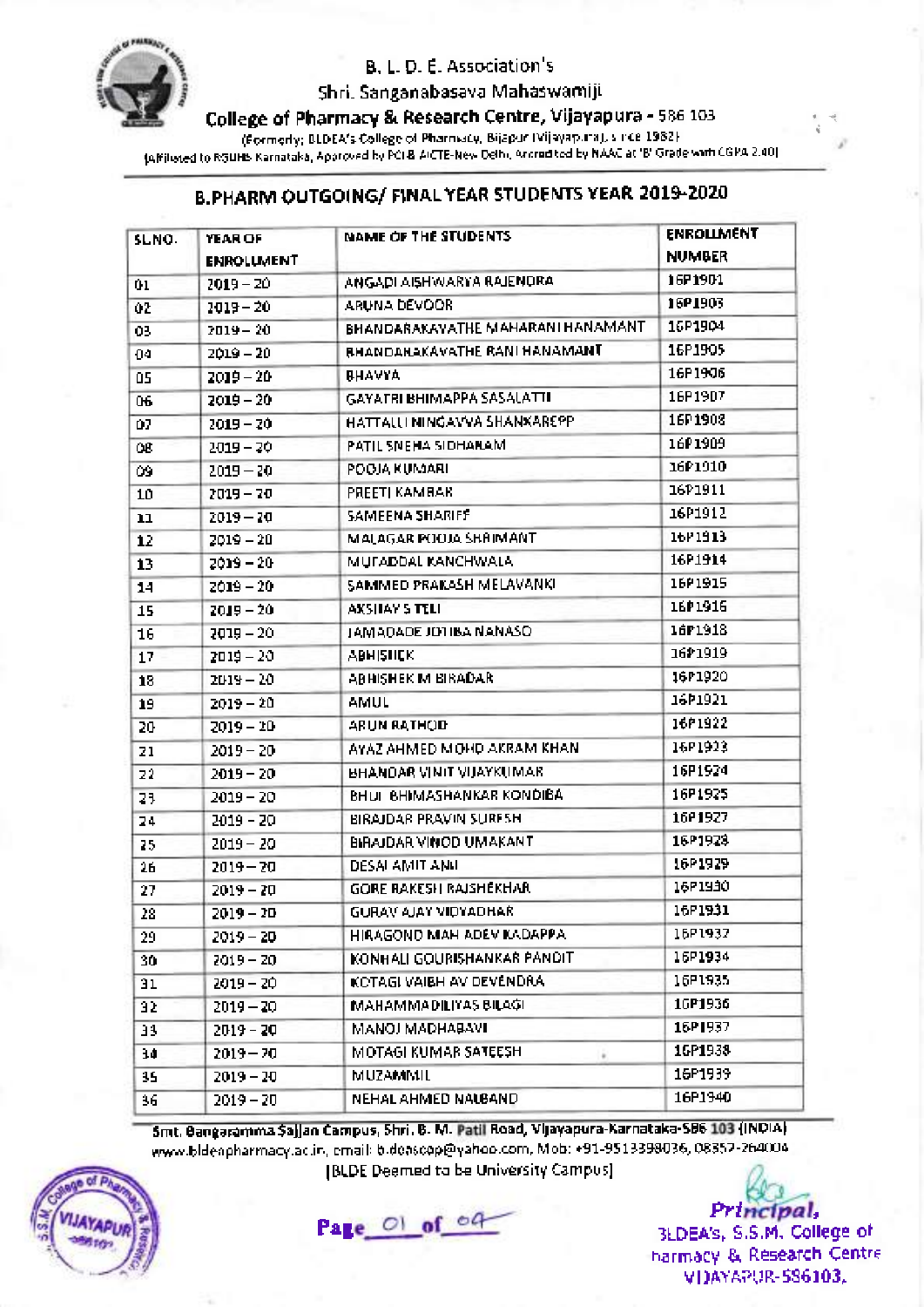B. L. D. E. Association's

Shri. Sanganabasava Mahaswamiji

**College of Pharmacy & Research Centre, Vijayapura - 586 103**

(Formerly: BLDEA's College of Pharmacy, Bijapur (Vijayapura), since 1982)

(Affiliated to RGUHS Karnataka, Approved by PCI & AICTE-New Delhi, Accredited by NAAC at 'B' Grade with CGPA 2.40)

## B.PHARM OUTGOING/ FINAL YEAR STUDENTS YEAR 2019-2020

| SL.NO. | YEAR OF ENROLLMENT | NAME OF THE STUDENTS | ENROLLMENT NUMBER |
|---|---|---|---|
| 01 | 2019 – 20 | ANGADI AISHWARYA RAJENDRA | 16P1901 |
| 02 | 2019 – 20 | ARUNA DEVOOR | 16P1903 |
| 03 | 2019 – 20 | BHANDARAKAVATHE MAHARANI HANAMANT | 16P1904 |
| 04 | 2019 – 20 | BHANDARAKAVATHE RANI HANAMANT | 16P1905 |
| 05 | 2019 – 20 | BHAVYA | 16P1906 |
| 06 | 2019 – 20 | GAYATRI BHIMAPPA SASALATTI | 16P1907 |
| 07 | 2019 – 20 | HATTALLI NINGAVVA SHANKAREPP | 16P1908 |
| 08 | 2019 – 20 | PATIL SNEHA SIDHARAM | 16P1909 |
| 09 | 2019 – 20 | POOJA KUMARI | 16P1910 |
| 10 | 2019 – 20 | PREETI KAMBAR | 16P1911 |
| 11 | 2019 – 20 | SAMEENA SHARIFF | 16P1912 |
| 12 | 2019 – 20 | MALAGAR POOJA SHRIMANT | 16P1913 |
| 13 | 2019 – 20 | MUFADDAL KANCHWALA | 16P1914 |
| 14 | 2019 – 20 | SAMMED PRAKASH MELAVANKI | 16P1915 |
| 15 | 2019 – 20 | AKSHAY S TELI | 16P1916 |
| 16 | 2019 – 20 | JAMADADE JOTIBA NANASO | 16P1918 |
| 17 | 2019 – 20 | ABHISHEK | 16P1919 |
| 18 | 2019 – 20 | ABHISHEK M BIRADAR | 16P1920 |
| 19 | 2019 – 20 | AMUL | 16P1921 |
| 20 | 2019 – 20 | ARUN RATHOD | 16P1922 |
| 21 | 2019 – 20 | AYAZ AHMED MOHD AKRAM KHAN | 16P1923 |
| 22 | 2019 – 20 | BHANDAR VINIT VIJAYKUMAR | 16P1924 |
| 23 | 2019 – 20 | BHUI BHIMASHANKAR KONDIBA | 16P1925 |
| 24 | 2019 – 20 | BIRAJDAR PRAVIN SURESH | 16P1927 |
| 25 | 2019 – 20 | BIRAJDAR VINOD UMAKANT | 16P1928 |
| 26 | 2019 – 20 | DESAI AMIT ANIL | 16P1929 |
| 27 | 2019 – 20 | GORE RAKESH RAJSHEKHAR | 16P1930 |
| 28 | 2019 – 20 | GURAV AJAY VIDYADHAR | 16P1931 |
| 29 | 2019 – 20 | HIRAGOND MAHADEV KADAPPA | 16P1932 |
| 30 | 2019 – 20 | KONHALI GOURISHANKAR PANDIT | 16P1934 |
| 31 | 2019 – 20 | KOTAGI VAIBHAV DEVENDRA | 16P1935 |
| 32 | 2019 – 20 | MAHAMMADILIYAS BILAGI | 16P1936 |
| 33 | 2019 – 20 | MANOJ MADHABAVI | 16P1937 |
| 34 | 2019 – 20 | MOTAGI KUMAR SATEESH | 16P1938 |
| 35 | 2019 – 20 | MUZAMMIL | 16P1939 |
| 36 | 2019 – 20 | NEHAL AHMED NALBAND | 16P1940 |

Smt. Bangaramma Sajjan Campus, Shri. B. M. Patil Road, Vijayapura-Karnataka-586 103 (INDIA)
www.bldeapharmacy.ac.in, email: b.deascop@yahoo.com, Mob: +91-9513398036, 08352-264004
(BLDE Deemed to be University Campus)

Principal,
BLDEA's, S.S.M. College of Pharmacy & Research Centre
VIJAYAPUR-586103.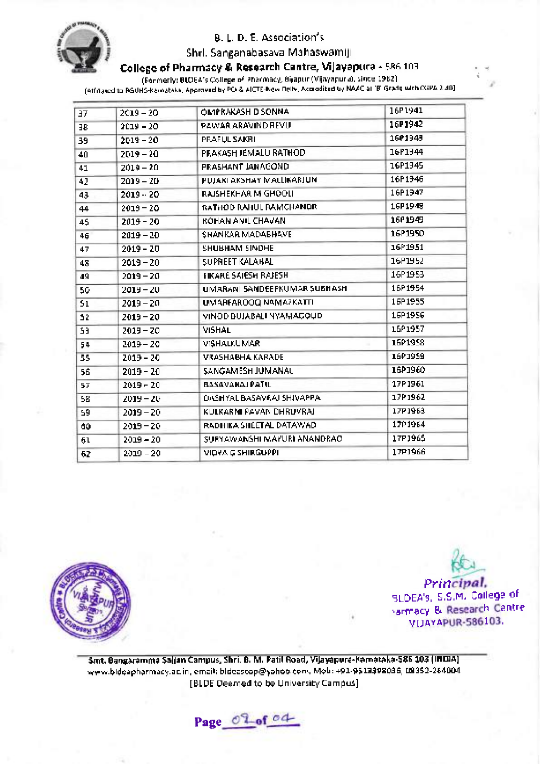B. L. D. E. Association's

Shri. Sanganabasava Mahaswamiji

**College of Pharmacy & Research Centre, Vijayapura - 586 103**

(Formerly: BLDEA's College of Pharmacy, Bijapur (Vijayapura), since 1982)

(Affiliated to RGUHS-Karnataka, Approved by PCI & AICTE-New Delhi, Accredited by NAAC at 'B' Grade with CGPA 2.40)

| | | | |
|---|---|---|---|
| 37 | 2019 – 20 | OMPRAKASH D SONNA | 16P1941 |
| 38 | 2019 – 20 | PAWAR ARAVIND REVU | 16P1942 |
| 39 | 2019 – 20 | PRAFUL SAKRI | 16P1943 |
| 40 | 2019 – 20 | PRAKASH JEMALU RATHOD | 16P1944 |
| 41 | 2019 – 20 | PRASHANT JANAGOND | 16P1945 |
| 42 | 2019 – 20 | PUJARI AKSHAY MALLIKARJUN | 16P1946 |
| 43 | 2019 – 20 | RAJSHEKHAR M GHOOLI | 16P1947 |
| 44 | 2019 – 20 | RATHOD RAHUL RAMCHANDR | 16P1948 |
| 45 | 2019 – 20 | ROHAN ANIL CHAVAN | 16P1949 |
| 46 | 2019 – 20 | SHANKAR MADABHAVE | 16P1950 |
| 47 | 2019 – 20 | SHUBHAM SINDHE | 16P1951 |
| 48 | 2019 – 20 | SUPREET KALAHAL | 16P1952 |
| 49 | 2019 – 20 | TIKARE SAIESH RAJESH | 16P1953 |
| 50 | 2019 – 20 | UMARANI SANDEEPKUMAR SUBHASH | 16P1954 |
| 51 | 2019 – 20 | UMARFAROOQ NAMAZKATTI | 16P1955 |
| 52 | 2019 – 20 | VINOD BUJABALI NYAMAGOUD | 16P1956 |
| 53 | 2019 – 20 | VISHAL | 16P1957 |
| 54 | 2019 – 20 | VISHALKUMAR | 16P1958 |
| 55 | 2019 – 20 | VRASHABHA KARADE | 16P1959 |
| 56 | 2019 – 20 | SANGAMESH JUMANAL | 16P1960 |
| 57 | 2019 – 20 | BASAVARAJ PATIL | 17P1961 |
| 58 | 2019 – 20 | DASHYAL BASAVRAJ SHIVAPPA | 17P1962 |
| 59 | 2019 – 20 | KULKARNI PAVAN DHRUVRAJ | 17P1963 |
| 60 | 2019 – 20 | RADHIKA SHEETAL DATAWAD | 17P1964 |
| 61 | 2019 – 20 | SURYAWANSHI MAYURI ANANDRAO | 17P1965 |
| 62 | 2019 – 20 | VIDYA G SHIRGUPPI | 17P1966 |

Principal,
BLDEA's, S.S.M. College of Pharmacy & Research Centre
VIJAYAPUR-586103.

Smt. Bangaramma Sajjan Campus, Shri. B. M. Patil Road, Vijayapura-Karnataka-586 103 (INDIA)
www.bldeapharmacy.ac.in, email: bldeascop@yahoo.com, Mob: +91-9513398036, 08352-264004
[BLDE Deemed to be University Campus]

Page 02 of 04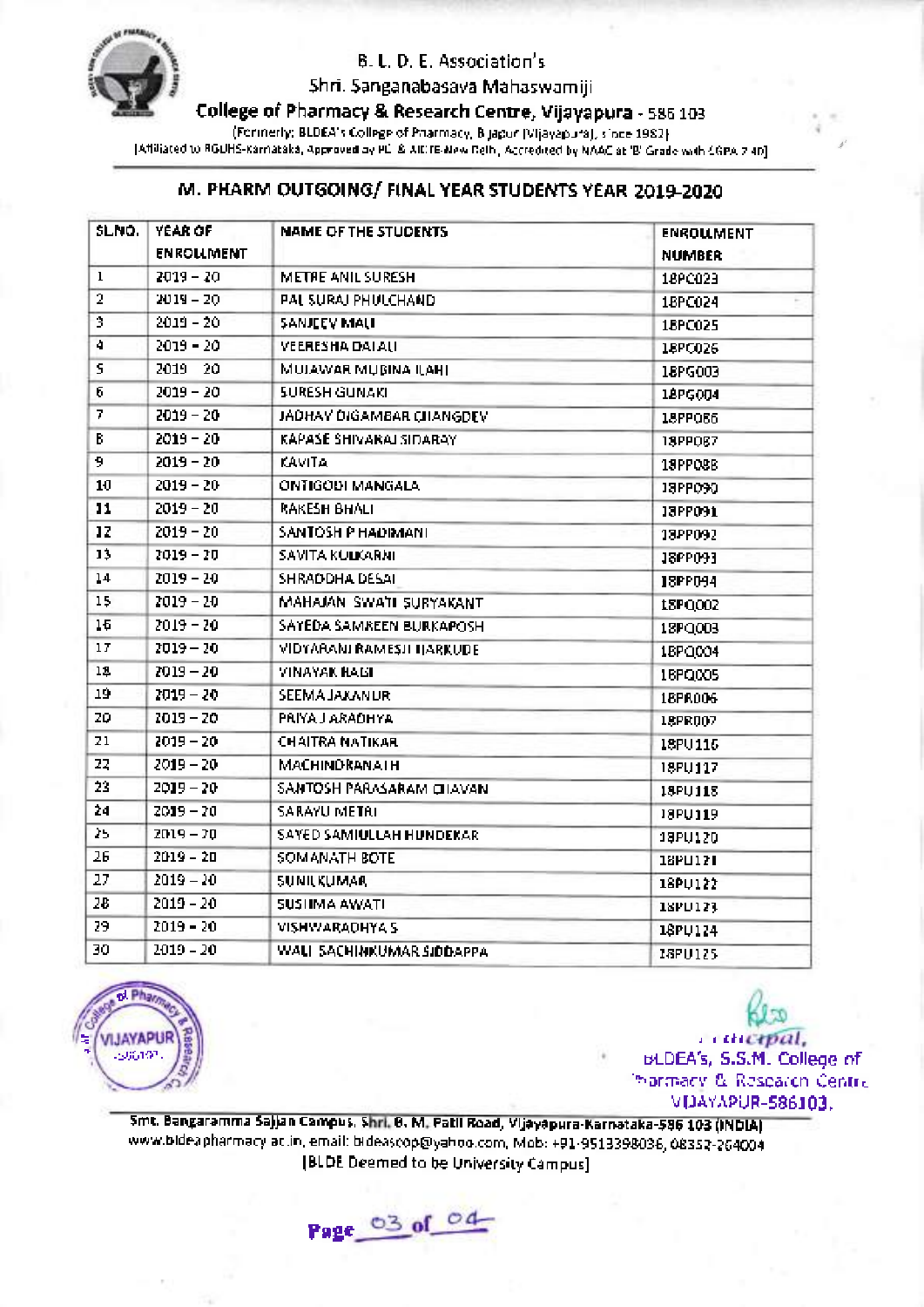B. L. D. E. Association's
Shri. Sanganabasava Mahaswamiji
**College of Pharmacy & Research Centre, Vijayapura** - 586 103
(Formerly: BLDEA's College of Pharmacy, Bijapur (Vijayapura), since 1982)
[Affiliated to RGUHS-Karnataka, Approved by PCI & AICTE-New Delhi, Accredited by NAAC at 'B' Grade with CGPA 2.40]

## M. PHARM OUTGOING/ FINAL YEAR STUDENTS YEAR 2019-2020

| SL.NO. | YEAR OF ENROLLMENT | NAME OF THE STUDENTS | ENROLLMENT NUMBER |
|---|---|---|---|
| 1 | 2019 – 20 | METRE ANIL SURESH | 18PC023 |
| 2 | 2019 – 20 | PAL SURAJ PHULCHAND | 18PC024 |
| 3 | 2019 – 20 | SANJEEV MALI | 18PC025 |
| 4 | 2019 – 20 | VEERESHA DALALI | 18PC026 |
| 5 | 2019 – 20 | MUJAWAR MUBINA ILAHI | 18PG003 |
| 6 | 2019 – 20 | SURESH GUNAKI | 18PG004 |
| 7 | 2019 – 20 | JADHAV DIGAMBAR CHANGDEV | 18PP086 |
| 8 | 2019 – 20 | KAPASE SHIVARAJ SIDARAY | 18PP087 |
| 9 | 2019 – 20 | KAVITA | 18PP088 |
| 10 | 2019 – 20 | ONTIGODI MANGALA | 18PP090 |
| 11 | 2019 – 20 | RAKESH BHALI | 18PP091 |
| 12 | 2019 – 20 | SANTOSH P HADIMANI | 18PP092 |
| 13 | 2019 – 20 | SAVITA KULKARNI | 18PP093 |
| 14 | 2019 – 20 | SHRADDHA DESAI | 18PP094 |
| 15 | 2019 – 20 | MAHAJAN SWATI SURYAKANT | 18PQ002 |
| 16 | 2019 – 20 | SAYEDA SAMREEN BURKAPOSH | 18PQ003 |
| 17 | 2019 – 20 | VIDYARANI RAMESH HARKUDE | 18PQ004 |
| 18 | 2019 – 20 | VINAYAK HAGI | 18PQ005 |
| 19 | 2019 – 20 | SEEMA JAKANUR | 18PR006 |
| 20 | 2019 – 20 | PRIYA J ARADHYA | 18PR007 |
| 21 | 2019 – 20 | CHAITRA NATIKAR | 18PU116 |
| 22 | 2019 – 20 | MACHINDRANATH | 18PU117 |
| 23 | 2019 – 20 | SANTOSH PARASARAM CHAVAN | 18PU118 |
| 24 | 2019 – 20 | SARAYU METRI | 18PU119 |
| 25 | 2019 – 20 | SAYED SAMIULLAH HUNDEKAR | 18PU120 |
| 26 | 2019 – 20 | SOMANATH BOTE | 18PU121 |
| 27 | 2019 – 20 | SUNILKUMAR | 18PU122 |
| 28 | 2019 – 20 | SUSHMA AWATI | 18PU123 |
| 29 | 2019 – 20 | VISHWARADHYA S | 18PU124 |
| 30 | 2019 – 20 | WALI SACHINKUMAR SIDDAPPA | 18PU125 |

Principal,
BLDEA's, S.S.M. College of Pharmacy & Research Centre
VIJAYAPUR-586103.

Smt. Bangaramma Sajjan Campus, Shri. B. M. Patil Road, Vijayapura-Karnataka-586 103 (INDIA)
www.bldeapharmacy.ac.in, email: bldeascop@yahoo.com, Mob: +91-9513398036, 08352-264004
[BLDE Deemed to be University Campus]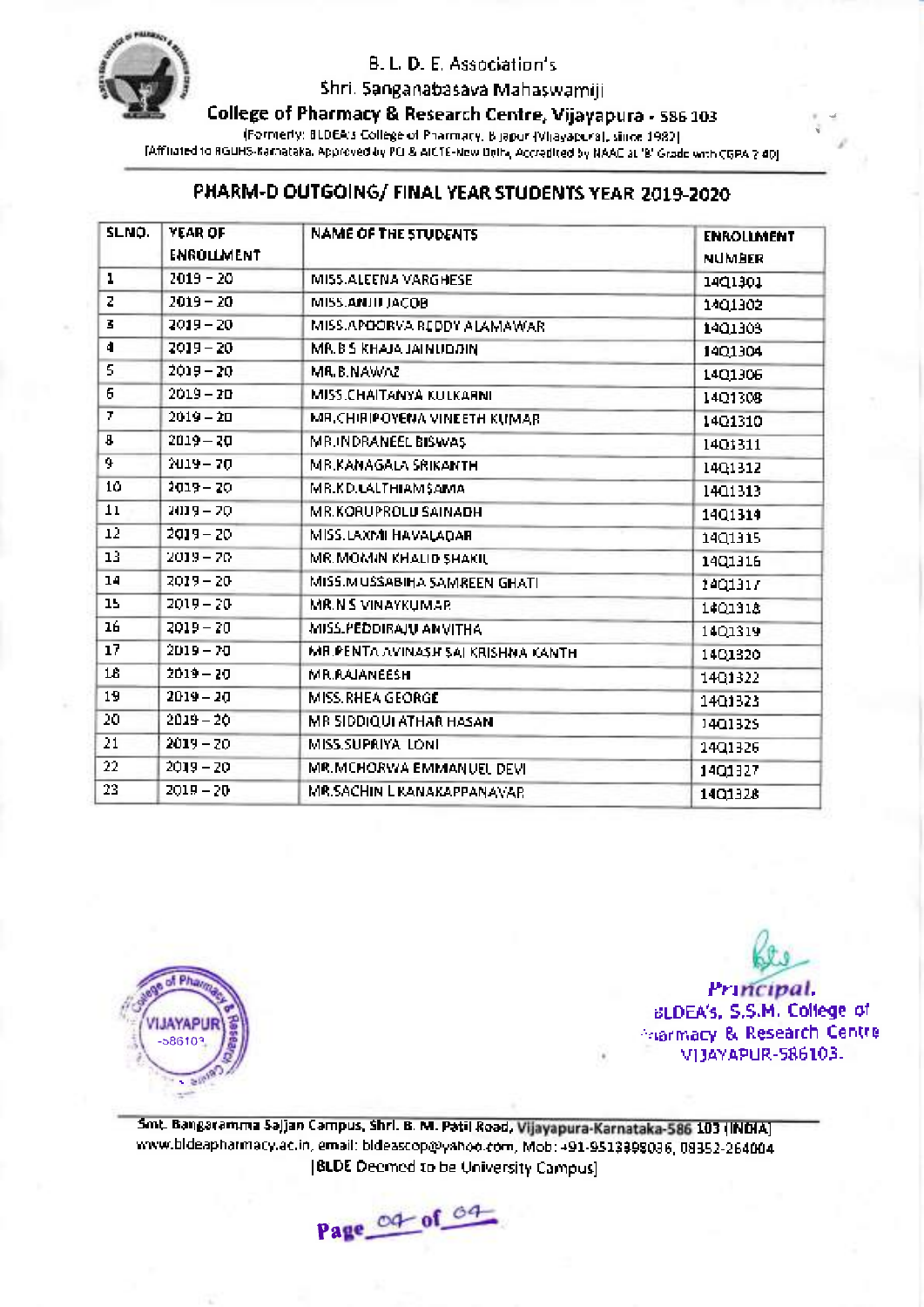B. L. D. E. Association's

Shri. Sanganabasava Mahaswamiji

**College of Pharmacy & Research Centre, Vijayapura - 586 103**

(Formerly: BLDEA's College of Pharmacy, Bijapur (Vijayapura), since 1982)

[Affiliated to RGUHS-Karnataka, Approved by PCI & AICTE-New Delhi, Accredited by NAAC at 'B' Grade with CGPA 2.40]

## PHARM-D OUTGOING/ FINAL YEAR STUDENTS YEAR 2019-2020

| SL.NO. | YEAR OF ENROLLMENT | NAME OF THE STUDENTS | ENROLLMENT NUMBER |
|---|---|---|---|
| 1 | 2019 – 20 | MISS.ALEENA VARGHESE | 14Q1301 |
| 2 | 2019 – 20 | MISS.ANJU JACOB | 14Q1302 |
| 3 | 2019 – 20 | MISS.APOORVA REDDY ALAMAWAR | 14Q1303 |
| 4 | 2019 – 20 | MR.B S KHAJA JAINUDDIN | 14Q1304 |
| 5 | 2019 – 20 | MR.B.NAWAZ | 14Q1306 |
| 6 | 2019 – 20 | MISS.CHAITANYA KULKARNI | 14Q1308 |
| 7 | 2019 – 20 | MR.CHIRIPOYENA VINEETH KUMAR | 14Q1310 |
| 8 | 2019 – 20 | MR.INDRANEEL BISWAS | 14Q1311 |
| 9 | 2019 – 20 | MR.KANAGALA SRIKANTH | 14Q1312 |
| 10 | 2019 – 20 | MR.K.D.LALTHIAMSAMA | 14Q1313 |
| 11 | 2019 – 20 | MR.KORUPROLU SAINADH | 14Q1314 |
| 12 | 2019 – 20 | MISS.LAXMI HAVALADAR | 14Q1315 |
| 13 | 2019 – 20 | MR.MOMIN KHALID SHAKIL | 14Q1316 |
| 14 | 2019 – 20 | MISS.MUSSABIHA SAMREEN GHATI | 14Q1317 |
| 15 | 2019 – 20 | MR.N S VINAYKUMAR | 14Q1318 |
| 16 | 2019 – 20 | MISS.PEDDIRAJU ANVITHA | 14Q1319 |
| 17 | 2019 – 20 | MR PENTA AVINASH SAI KRISHNA KANTH | 14Q1320 |
| 18 | 2019 – 20 | MR.RAJANEESH | 14Q1322 |
| 19 | 2019 – 20 | MISS.RHEA GEORGE | 14Q1323 |
| 20 | 2019 – 20 | MR SIDDIQUI ATHAR HASAN | 14Q1325 |
| 21 | 2019 – 20 | MISS.SUPRIYA LONI | 14Q1326 |
| 22 | 2019 – 20 | MR.MCHORWA EMMANUEL DEVI | 14Q1327 |
| 23 | 2019 – 20 | MR.SACHIN L KANAKAPPANAVAR | 14Q1328 |

Principal.
BLDEA's, S.S.M. College of Pharmacy & Research Centre
VIJAYAPUR-586103.

Smt. Bangaramma Sajjan Campus, Shri. B. M. Patil Road, Vijayapura-Karnataka-586 103 (INDIA)
www.bldeapharmacy.ac.in, email: bldeascop@yahoo.com, Mob: +91-9513398036, 08352-264004
[BLDE Deemed to be University Campus]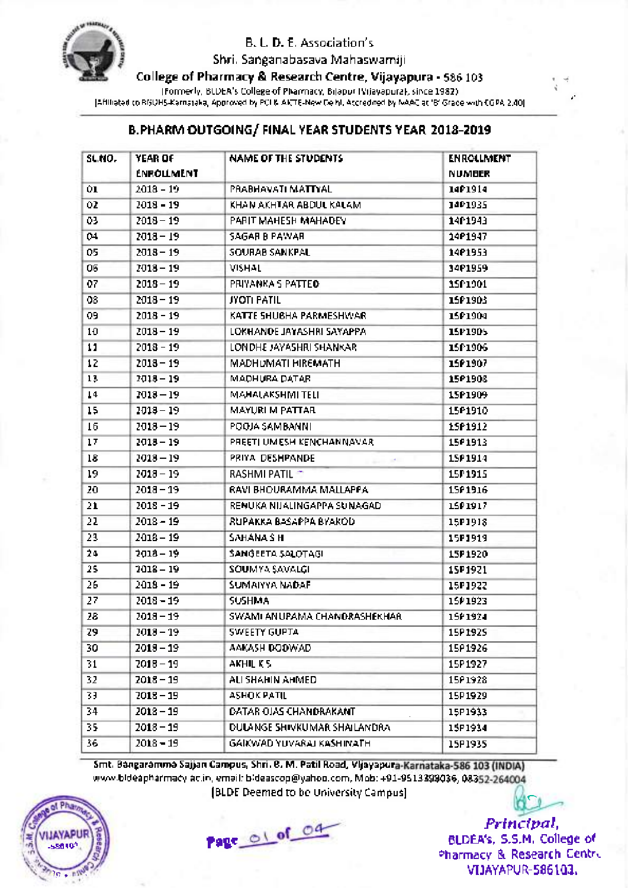B. L. D. E. Association's

Shri. Sanganabasava Mahaswamiji

**College of Pharmacy & Research Centre, Vijayapura - 586 103**

(Formerly, BLDEA's College of Pharmacy, Bijapur (Vijayapura), since 1982)

[Affiliated to RGUHS-Karnataka, Approved by PCI & AICTE-New Delhi, Accredited by NAAC at 'B' Grade with CGPA 2.40]

## B.PHARM OUTGOING/ FINAL YEAR STUDENTS YEAR 2018-2019

| SL.NO. | YEAR OF ENROLLMENT | NAME OF THE STUDENTS | ENROLLMENT NUMBER |
|---|---|---|---|
| 01 | 2018 – 19 | PRABHAVATI MATTYAL | 14P1914 |
| 02 | 2018 – 19 | KHAN AKHTAR ABDUL KALAM | 14P1935 |
| 03 | 2018 – 19 | PARIT MAHESH MAHADEV | 14P1943 |
| 04 | 2018 – 19 | SAGAR B PAWAR | 14P1947 |
| 05 | 2018 – 19 | SOURAB SANKPAL | 14P1953 |
| 06 | 2018 – 19 | VISHAL | 14P1959 |
| 07 | 2018 – 19 | PRIYANKA S PATTED | 15P1901 |
| 08 | 2018 – 19 | JYOTI PATIL | 15P1903 |
| 09 | 2018 – 19 | KATTE SHUBHA PARMESHWAR | 15P1904 |
| 10 | 2018 – 19 | LOKHANDE JAYASHRI SAYAPPA | 15P1905 |
| 11 | 2018 – 19 | LONDHE JAYASHRI SHANKAR | 15P1906 |
| 12 | 2018 – 19 | MADHUMATI HIREMATH | 15P1907 |
| 13 | 2018 – 19 | MADHURA DATAR | 15P1908 |
| 14 | 2018 – 19 | MAHALAKSHMI TELI | 15P1909 |
| 15 | 2018 – 19 | MAYURI M PATTAR | 15P1910 |
| 16 | 2018 – 19 | POOJA SAMBANNI | 15P1912 |
| 17 | 2018 – 19 | PREETI UMESH KENCHANNAVAR | 15P1913 |
| 18 | 2018 – 19 | PRIYA DESHPANDE | 15P1914 |
| 19 | 2018 – 19 | RASHMI PATIL | 15P1915 |
| 20 | 2018 – 19 | RAVI BHOURAMMA MALLAPPA | 15P1916 |
| 21 | 2018 – 19 | RENUKA NIJALINGAPPA SUNAGAD | 15P1917 |
| 22 | 2018 – 19 | RUPAKKA BASAPPA BYAKOD | 15P1918 |
| 23 | 2018 – 19 | SAHANA S H | 15P1919 |
| 24 | 2018 – 19 | SANGEETA SALOTAGI | 15P1920 |
| 25 | 2018 – 19 | SOUMYA SAVALGI | 15P1921 |
| 26 | 2018 – 19 | SUMAIYYA NADAF | 15P1922 |
| 27 | 2018 – 19 | SUSHMA | 15P1923 |
| 28 | 2018 – 19 | SWAMI ANUPAMA CHANDRASHEKHAR | 15P1924 |
| 29 | 2018 – 19 | SWEETY GUPTA | 15P1925 |
| 30 | 2018 – 19 | AAKASH DODWAD | 15P1926 |
| 31 | 2018 – 19 | AKHIL K S | 15P1927 |
| 32 | 2018 – 19 | ALI SHAHIN AHMED | 15P1928 |
| 33 | 2018 – 19 | ASHOK PATIL | 15P1929 |
| 34 | 2018 – 19 | DATAR OJAS CHANDRAKANT | 15P1933 |
| 35 | 2018 – 19 | DULANGE SHIVKUMAR SHAILANDRA | 15P1934 |
| 36 | 2018 – 19 | GAIKWAD YUVARAJ KASHINATH | 15P1935 |

Smt. Bangaramma Sajjan Campus, Shri. B. M. Patil Road, Vijayapura-Karnataka-586 103 (INDIA)
www.bldeapharmacy.ac.in, email: bldeascop@yahoo.com, Mob: +91-9513399036, 08352-264004
[BLDE Deemed to be University Campus]

Page 01 of 04

*Principal,*
BLDEA's, S.S.M. College of Pharmacy & Research Centre
VIJAYAPUR-586103.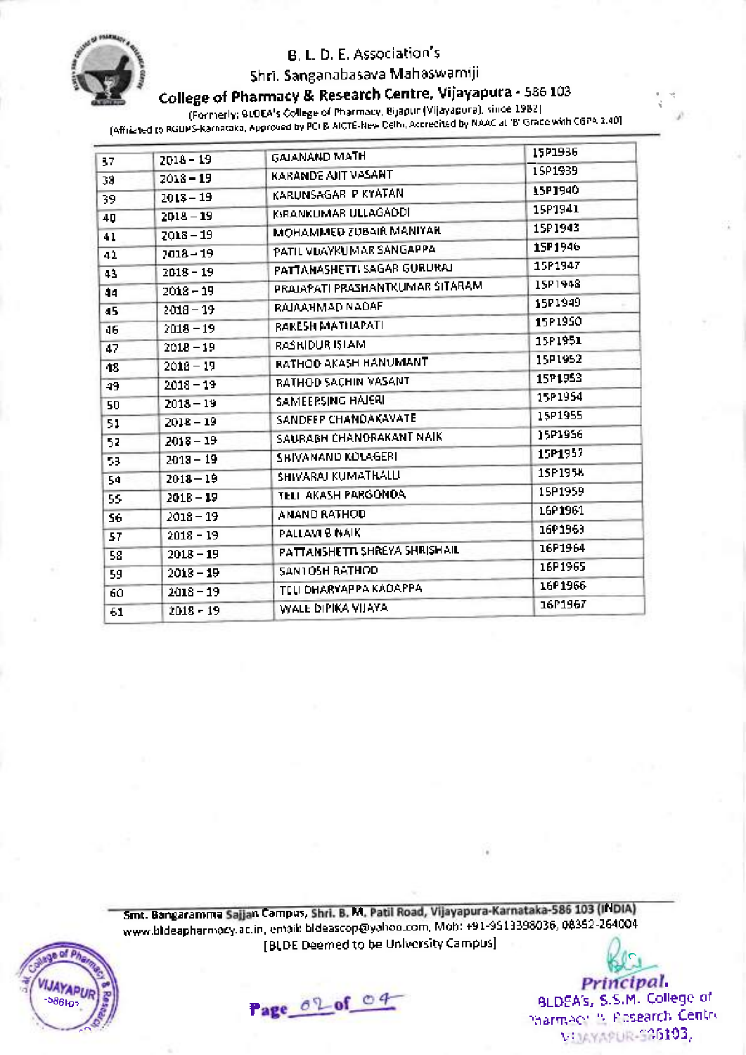B. L. D. E. Association's
Shri. Sanganabasava Mahaswamiji
**College of Pharmacy & Research Centre, Vijayapura - 586 103**
(Formerly: BLDEA's College of Pharmacy, Bijapur (Vijayapura), since 1982)
(Affiliated to RGUHS-Karnataka, Approved by PCI & AICTE-New Delhi, Accredited by NAAC at 'B' Grade with CGPA 1.40)

| | | | |
|---|---|---|---|
| 37 | 2018 – 19 | GAJANAND MATH | 15P1936 |
| 38 | 2018 – 19 | KARANDE AJIT VASANT | 15P1939 |
| 39 | 2018 – 19 | KARUNSAGAR P KYATAN | 15P1940 |
| 40 | 2018 – 19 | KIRANKUMAR ULLAGADDI | 15P1941 |
| 41 | 2018 – 19 | MOHAMMED ZUBAIR MANIYAR | 15P1943 |
| 42 | 2018 – 19 | PATIL VIJAYKUMAR SANGAPPA | 15P1946 |
| 43 | 2018 – 19 | PATTANASHETTI SAGAR GURURAJ | 15P1947 |
| 44 | 2018 – 19 | PRAJAPATI PRASHANTKUMAR SITARAM | 15P1948 |
| 45 | 2018 – 19 | RAJAAHMAD NADAF | 15P1949 |
| 46 | 2018 – 19 | RAKESH MATHAPATI | 15P1950 |
| 47 | 2018 – 19 | RASHIDUR ISLAM | 15P1951 |
| 48 | 2018 – 19 | RATHOD AKASH HANUMANT | 15P1952 |
| 49 | 2018 – 19 | RATHOD SACHIN VASANT | 15P1953 |
| 50 | 2018 – 19 | SAMEERSING HAJERI | 15P1954 |
| 51 | 2018 – 19 | SANDEEP CHANDAKAVATE | 15P1955 |
| 52 | 2018 – 19 | SAURABH CHANDRAKANT NAIK | 15P1956 |
| 53 | 2018 – 19 | SHIVANAND KOLAGERI | 15P1957 |
| 54 | 2018 – 19 | SHIVARAJ KUMATHALLI | 15P1958 |
| 55 | 2018 – 19 | TELI AKASH PARGONDA | 15P1959 |
| 56 | 2018 – 19 | ANAND RATHOD | 16P1961 |
| 57 | 2018 – 19 | PALLAVI B NAIK | 16P1963 |
| 58 | 2018 – 19 | PATTANSHETTI SHREYA SHRISHAIL | 16P1964 |
| 59 | 2018 – 19 | SANTOSH RATHOD | 16P1965 |
| 60 | 2018 – 19 | TELI DHARYAPPA KADAPPA | 16P1966 |
| 61 | 2018 – 19 | WALE DIPIKA VIJAYA | 16P1967 |

Smt. Bangaramma Sajjan Campus, Shri. B. M. Patil Road, Vijayapura-Karnataka-586 103 (INDIA)
www.bldeapharmacy.ac.in, email: bldeascop@yahoo.com, Mob: +91-9513398036, 08352-264004
[BLDE Deemed to be University Campus]

**Principal.**
BLDEA's, S.S.M. College of Pharmacy & Research Centre
VIJAYAPUR-586103.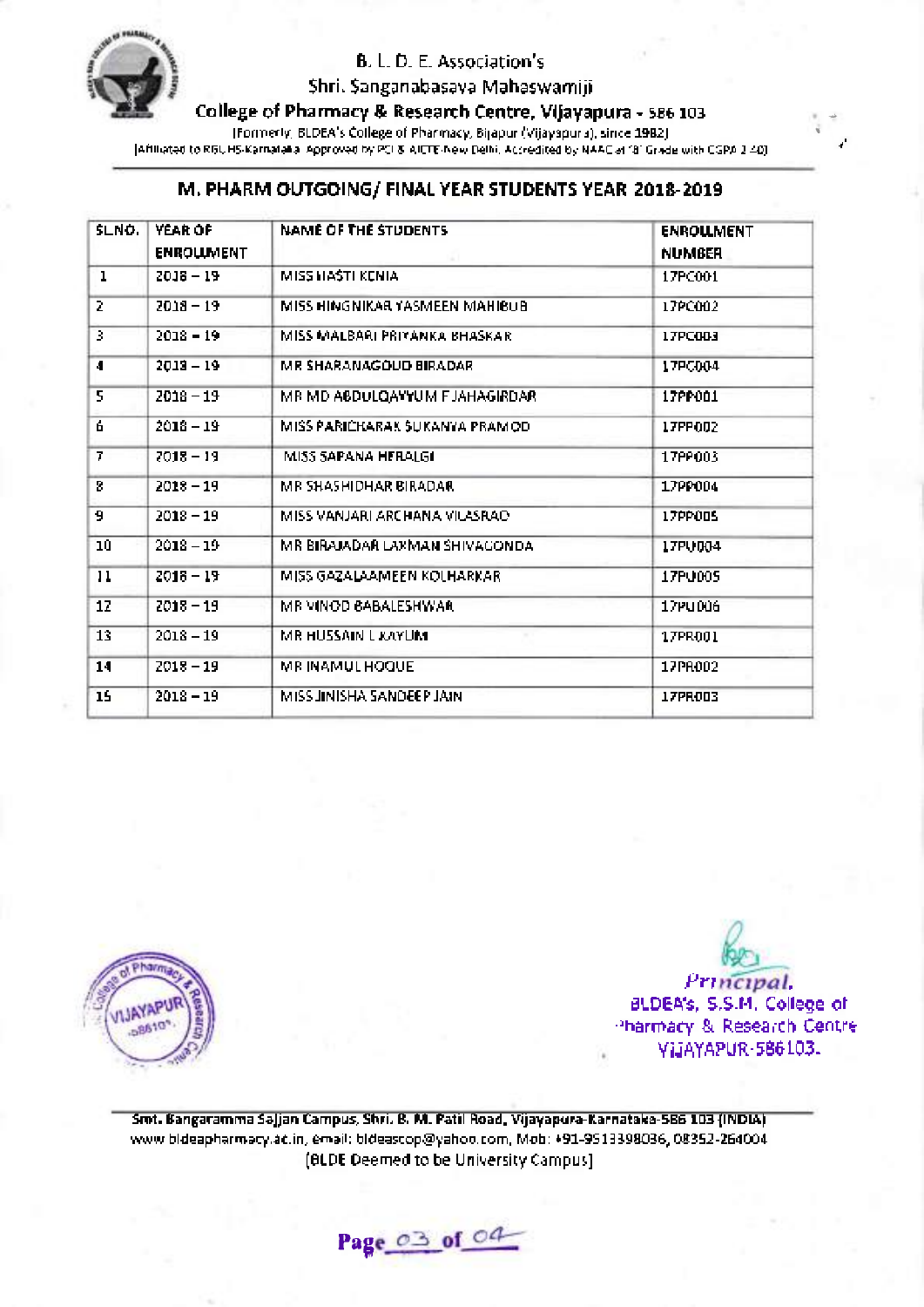B. L. D. E. Association's

Shri. Sanganabasava Mahaswamiji

**College of Pharmacy & Research Centre, Vijayapura - 586 103**

(Formerly: BLDEA's College of Pharmacy, Bijapur (Vijayapura), since 1982)

(Affiliated to RGUHS-Karnataka. Approved by PCI & AICTE New Delhi. Accredited by NAAC at 'B' Grade with CGPA 2.40)

## M. PHARM OUTGOING/ FINAL YEAR STUDENTS YEAR 2018-2019

| SL.NO. | YEAR OF ENROLLMENT | NAME OF THE STUDENTS | ENROLLMENT NUMBER |
|---|---|---|---|
| 1 | 2018 – 19 | MISS HASTI KENIA | 17PC001 |
| 2 | 2018 – 19 | MISS HINGNIKAR YASMEEN MAHIBUB | 17PC002 |
| 3 | 2018 – 19 | MISS MALBARI PRIYANKA BHASKAR | 17PC003 |
| 4 | 2018 – 19 | MR SHARANAGOUD BIRADAR | 17PC004 |
| 5 | 2018 – 19 | MR MD ABDULQAYYUM F JAHAGIRDAR | 17PP001 |
| 6 | 2018 – 19 | MISS PARICHARAK SUKANYA PRAMOD | 17PP002 |
| 7 | 2018 – 19 | MISS SAPANA HERALGI | 17PP003 |
| 8 | 2018 – 19 | MR SHASHIDHAR BIRADAR | 17PP004 |
| 9 | 2018 – 19 | MISS VANJARI ARCHANA VILASRAO | 17PP005 |
| 10 | 2018 – 19 | MR BIRAJADAR LAXMAN SHIVAGONDA | 17PU004 |
| 11 | 2018 – 19 | MISS GAZALAAMEEN KOLHARKAR | 17PU005 |
| 12 | 2018 – 19 | MR VINOD BABALESHWAR | 17PU006 |
| 13 | 2018 – 19 | MR HUSSAIN L KAYUM | 17PR001 |
| 14 | 2018 – 19 | MR INAMUL HOQUE | 17PR002 |
| 15 | 2018 – 19 | MISS JINISHA SANDEEP JAIN | 17PR003 |

*Principal.*
BLDEA's, S.S.M. College of Pharmacy & Research Centre
VIJAYAPUR-586103.

Smt. Bangaramma Sajjan Campus, Shri. B. M. Patil Road, Vijayapura-Karnataka-586 103 (INDIA)
www.bldeapharmacy.ac.in, email: bldeascop@yahoo.com, Mob: +91-9513398036, 08352-264004
[BLDE Deemed to be University Campus]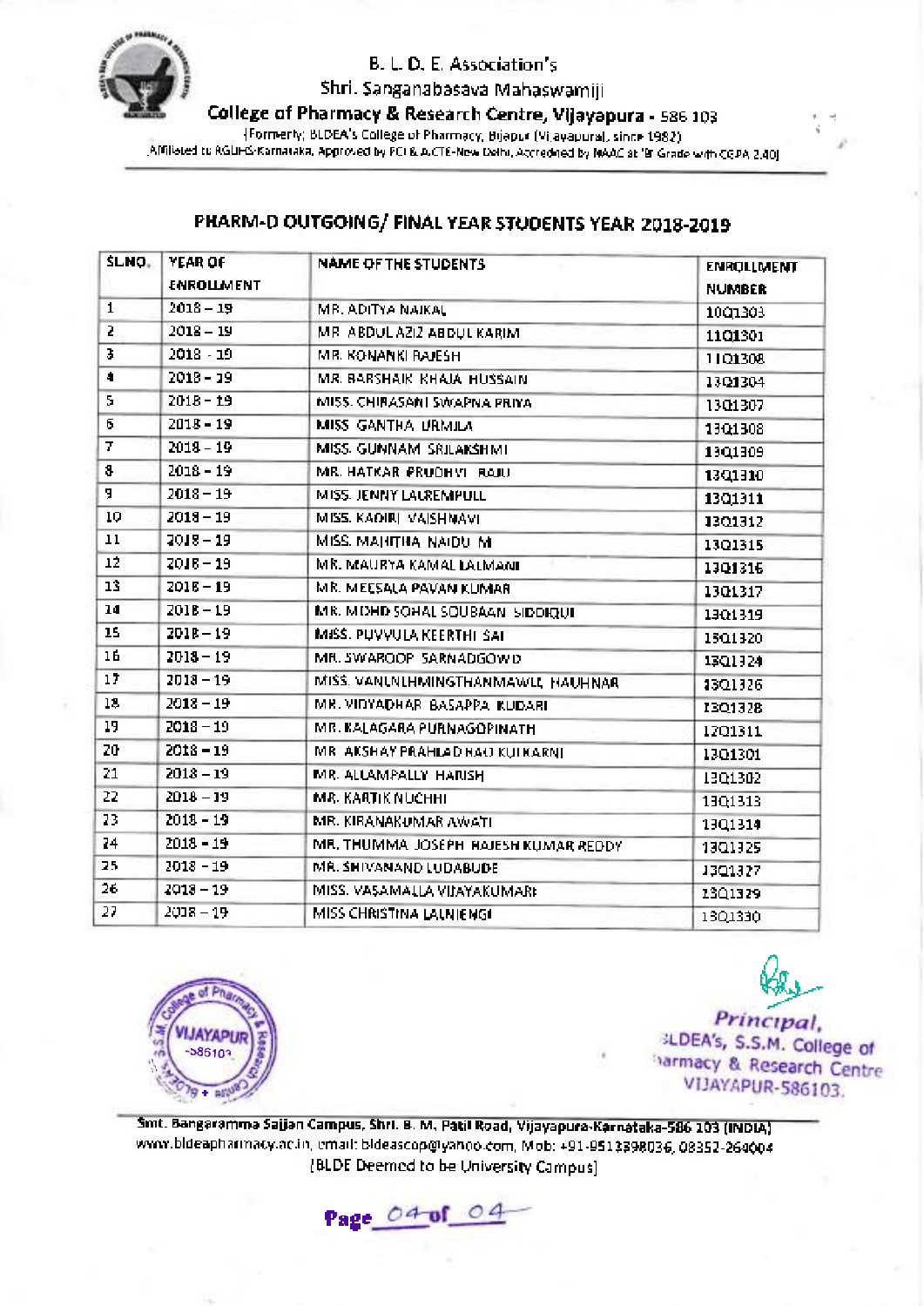B. L. D. E. Association's

Shri. Sanganabasava Mahaswamiji

**College of Pharmacy & Research Centre, Vijayapura** - 586 103

(Formerly: BLDEA's College of Pharmacy, Bijapur (Vijayapura), since 1982)

Affiliated to RGUHS-Karnataka, Approved by PCI & AICTE-New Delhi, Accredited by NAAC at 'B' Grade with CGPA 2.40]

## PHARM-D OUTGOING/ FINAL YEAR STUDENTS YEAR 2018-2019

| SLNO. | YEAR OF ENROLLMENT | NAME OF THE STUDENTS | ENROLLMENT NUMBER |
|---|---|---|---|
| 1 | 2018 – 19 | MR. ADITYA NAIKAL | 10Q1303 |
| 2 | 2018 – 19 | MR. ABDUL AZIZ ABDUL KARIM | 11Q1301 |
| 3 | 2018 – 19 | MR. KONANKI RAJESH | 11Q1308 |
| 4 | 2018 – 19 | MR. BARSHAIK KHAJA HUSSAIN | 13Q1304 |
| 5 | 2018 – 19 | MISS. CHIRASANI SWAPNA PRIYA | 13Q1307 |
| 6 | 2018 – 19 | MISS GANTHA URMILA | 13Q1308 |
| 7 | 2018 – 19 | MISS. GUNNAM SRILAKSHMI | 13Q1309 |
| 8 | 2018 – 19 | MR. HATKAR PRUDHVI RAJU | 13Q1310 |
| 9 | 2018 – 19 | MISS. JENNY LALREMPUII | 13Q1311 |
| 10 | 2018 – 19 | MISS. KADIRI VAISHNAVI | 13Q1312 |
| 11 | 2018 – 19 | MISS. MAHITHA NAIDU M | 13Q1315 |
| 12 | 2018 – 19 | MR. MAURYA KAMAL LALMANI | 13Q1316 |
| 13 | 2018 – 19 | MR. MEESALA PAVAN KUMAR | 13Q1317 |
| 14 | 2018 – 19 | MR. MOHD SOHAL SOUBAAN SIDDIQUI | 13Q1319 |
| 15 | 2018 – 19 | MISS. PUVVULA KEERTHI SAI | 13Q1320 |
| 16 | 2018 – 19 | MR. SWAROOP SARNADGOWD | 13Q1324 |
| 17 | 2018 – 19 | MISS. VANLALHMINGTHANMAWII HAUHNAR | 13Q1326 |
| 18 | 2018 – 19 | MR. VIDYADHAR BASAPPA KUDARI | 13Q1328 |
| 19 | 2018 – 19 | MR. BALAGARA PURNAGOPINATH | 12Q1311 |
| 20 | 2018 – 19 | MR AKSHAY PRAHLAD RAO KULKARNI | 13Q1301 |
| 21 | 2018 – 19 | MR. ALLAMPALLY HARISH | 13Q1302 |
| 22 | 2018 – 19 | MR. KARTIK NUCHHI | 13Q1313 |
| 23 | 2018 – 19 | MR. KIRANAKUMAR AWATI | 13Q1314 |
| 24 | 2018 – 19 | MR. THUMMA JOSEPH RAJESH KUMAR REDDY | 13Q1325 |
| 25 | 2018 – 19 | MR. SHIVANAND LUDABUDE | 13Q1327 |
| 26 | 2018 – 19 | MISS. VASAMALLA VIJAYAKUMARI | 13Q1329 |
| 27 | 2018 – 19 | MISS CHRISTINA LALNIENGI | 13Q1330 |

*Principal,*
BLDEA's, S.S.M. College of Pharmacy & Research Centre
VIJAYAPUR-586103.

Smt. Bangaramma Sajjan Campus, Shri. B. M. Patil Road, Vijayapura-Karnataka-586 103 (INDIA)
www.bldeapharmacy.ac.in, email: bldeascop@yahoo.com, Mob: +91-9513398036, 08352-264004
(BLDE Deemed to be University Campus)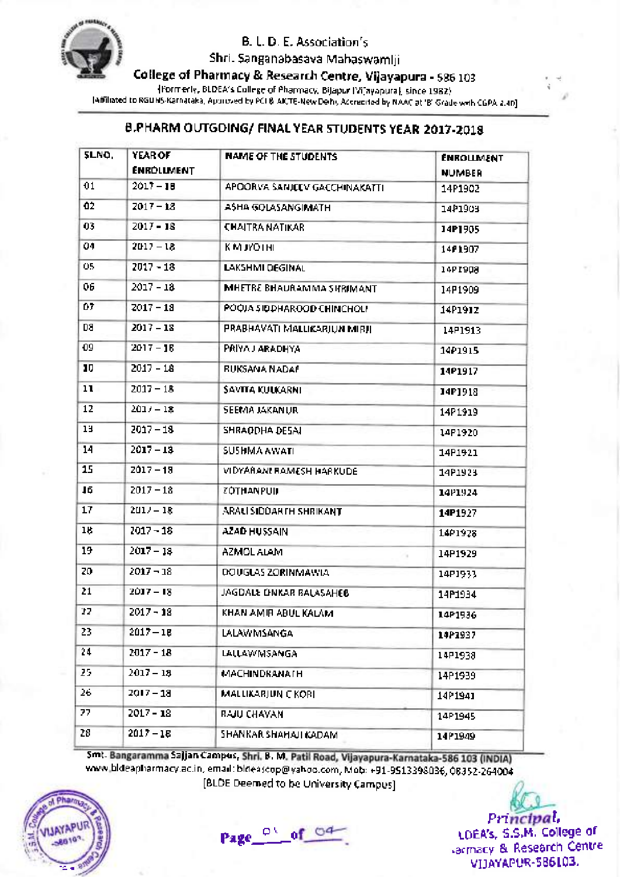B. L. D. E. Association's

Shri. Sanganabasava Mahaswamiji

**College of Pharmacy & Research Centre, Vijayapura** - 586 103

(Formerly, BLDEA's College of Pharmacy, Bijapur (Vijayapura), since 1982)

[Affiliated to RGUHS-Karnataka, Approved by PCI & AICTE-New Delhi, Accredited by NAAC at 'B' Grade with CGPA 2.40]

## B.PHARM OUTGOING/ FINAL YEAR STUDENTS YEAR 2017-2018

| SL.NO. | YEAR OF ENROLLMENT | NAME OF THE STUDENTS | ENROLLMENT NUMBER |
|---|---|---|---|
| 01 | 2017 – 18 | APOORVA SANJEEV GACCHINAKATTI | 14P1902 |
| 02 | 2017 – 18 | ASHA GOLASANGIMATH | 14P1903 |
| 03 | 2017 – 18 | CHAITRA NATIKAR | 14P1905 |
| 04 | 2017 – 18 | K M JYOTHI | 14P1907 |
| 05 | 2017 – 18 | LAKSHMI DEGINAL | 14P1908 |
| 06 | 2017 – 18 | MHETRE BHAURAMMA SHRIMANT | 14P1909 |
| 07 | 2017 – 18 | POOJA SIDDHAROOD CHINCHOLI | 14P1912 |
| 08 | 2017 – 18 | PRABHAVATI MALLIKARJUN MIRJI | 14P1913 |
| 09 | 2017 – 18 | PRIYA J ARADHYA | 14P1915 |
| 10 | 2017 – 18 | RUKSANA NADAF | 14P1917 |
| 11 | 2017 – 18 | SAVITA KULKARNI | 14P1918 |
| 12 | 2017 – 18 | SEEMA JAKANUR | 14P1919 |
| 13 | 2017 – 18 | SHRADDHA DESAI | 14P1920 |
| 14 | 2017 – 18 | SUSHMA AWATI | 14P1921 |
| 15 | 2017 – 18 | VIDYARANI RAMESH HARKUDE | 14P1923 |
| 16 | 2017 – 18 | ZOTHANPUII | 14P1924 |
| 17 | 2017 – 18 | ARALI SIDDARTH SHRIKANT | 14P1927 |
| 18 | 2017 – 18 | AZAD HUSSAIN | 14P1928 |
| 19 | 2017 – 18 | AZMOL ALAM | 14P1929 |
| 20 | 2017 – 18 | DOUGLAS ZORINMAWIA | 14P1933 |
| 21 | 2017 – 18 | JAGDALE ONKAR BALASAHEB | 14P1934 |
| 22 | 2017 – 18 | KHAN AMIR ABUL KALAM | 14P1936 |
| 23 | 2017 – 18 | LALAWMSANGA | 14P1937 |
| 24 | 2017 – 18 | LALLAWMSANGA | 14P1938 |
| 25 | 2017 – 18 | MACHINDRANATH | 14P1939 |
| 26 | 2017 – 18 | MALLIKARJUN C KORI | 14P1941 |
| 27 | 2017 – 18 | RAJU CHAVAN | 14P1945 |
| 28 | 2017 – 18 | SHANKAR SHAHAJI KADAM | 14P1949 |

**Smt. Bangaramma Sajjan Campus, Shri. B. M. Patil Road, Vijayapura-Karnataka-586 103 (INDIA)**

www.bldeapharmacy.ac.in, email: bldeascop@yahoo.com, Mob: +91-9513398036, 08352-264004

[BLDE Deemed to be University Campus]

Principal,
BLDEA's, S.S.M. College of Pharmacy & Research Centre
VIJAYAPUR-586103.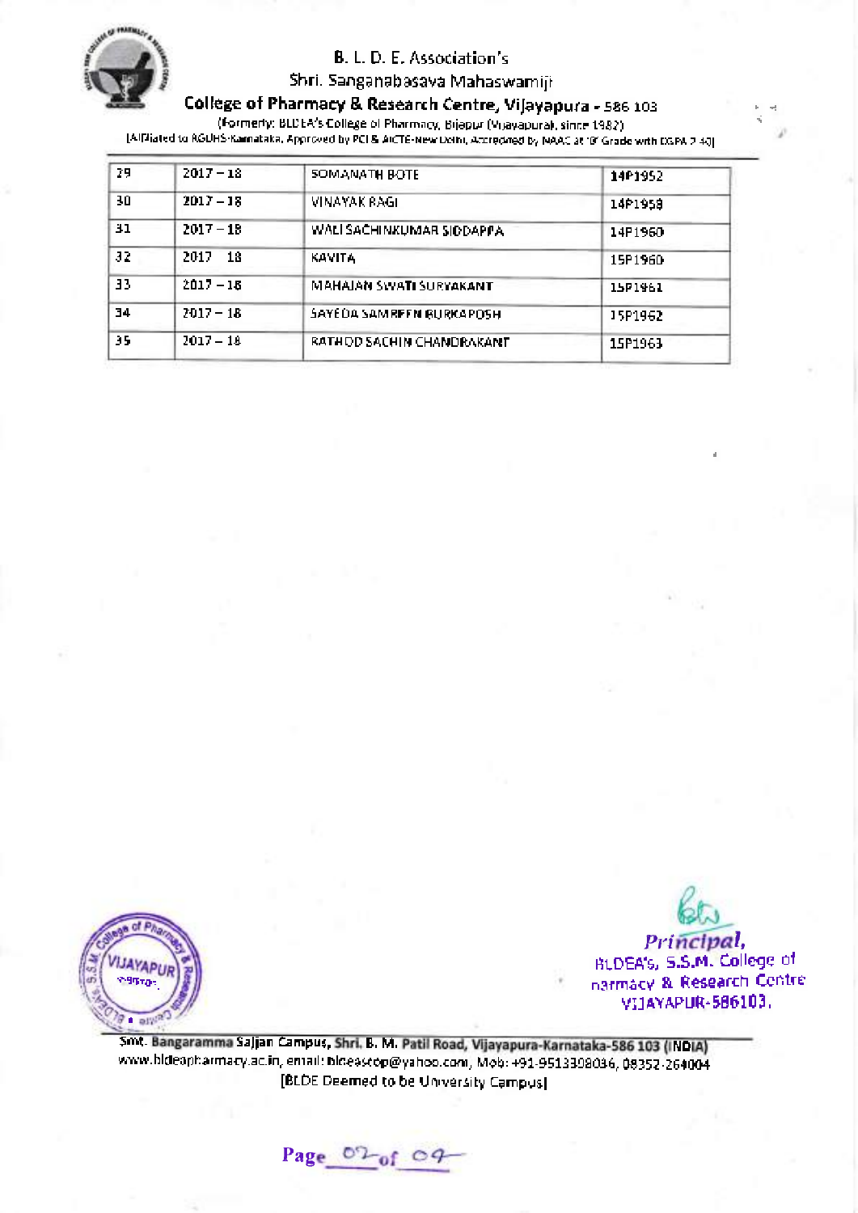B. L. D. E. Association's

Shri. Sanganabasava Mahaswamiji

**College of Pharmacy & Research Centre, Vijayapura - 586 103**

(Formerly: BLDEA's College of Pharmacy, Bijapur (Vijayapura), since 1982)

[Affiliated to RGUHS-Karnataka, Approved by PCI & AICTE-New Delhi, Accredited by NAAC at 'B' Grade with CGPA 2.40]

| 29 | 2017 – 18 | SOMANATH BOTE | 14P1952 |
|---|---|---|---|
| 30 | 2017 – 18 | VINAYAK RAGI | 14P1958 |
| 31 | 2017 – 18 | WALI SACHINKUMAR SIDDAPPA | 14P1960 |
| 32 | 2017 18 | KAVITA | 15P1960 |
| 33 | 2017 – 18 | MAHAJAN SWATI SURYAKANT | 15P1961 |
| 34 | 2017 – 18 | SAYEDA SAMREEN BURKAPOSH | 15P1962 |
| 35 | 2017 – 18 | RATHOD SACHIN CHANDRAKANT | 15P1963 |

*Principal,*
BLDEA's, S.S.M. College of Pharmacy & Research Centre
VIJAYAPUR-586103.

Smt. Bangaramma Sajjan Campus, Shri. B. M. Patil Road, Vijayapura-Karnataka-586 103 (INDIA)
www.bldeapharmacy.ac.in, email: bldeascop@yahoo.com, Mob: +91-9513398036, 08352-264004
[BLDE Deemed to be University Campus]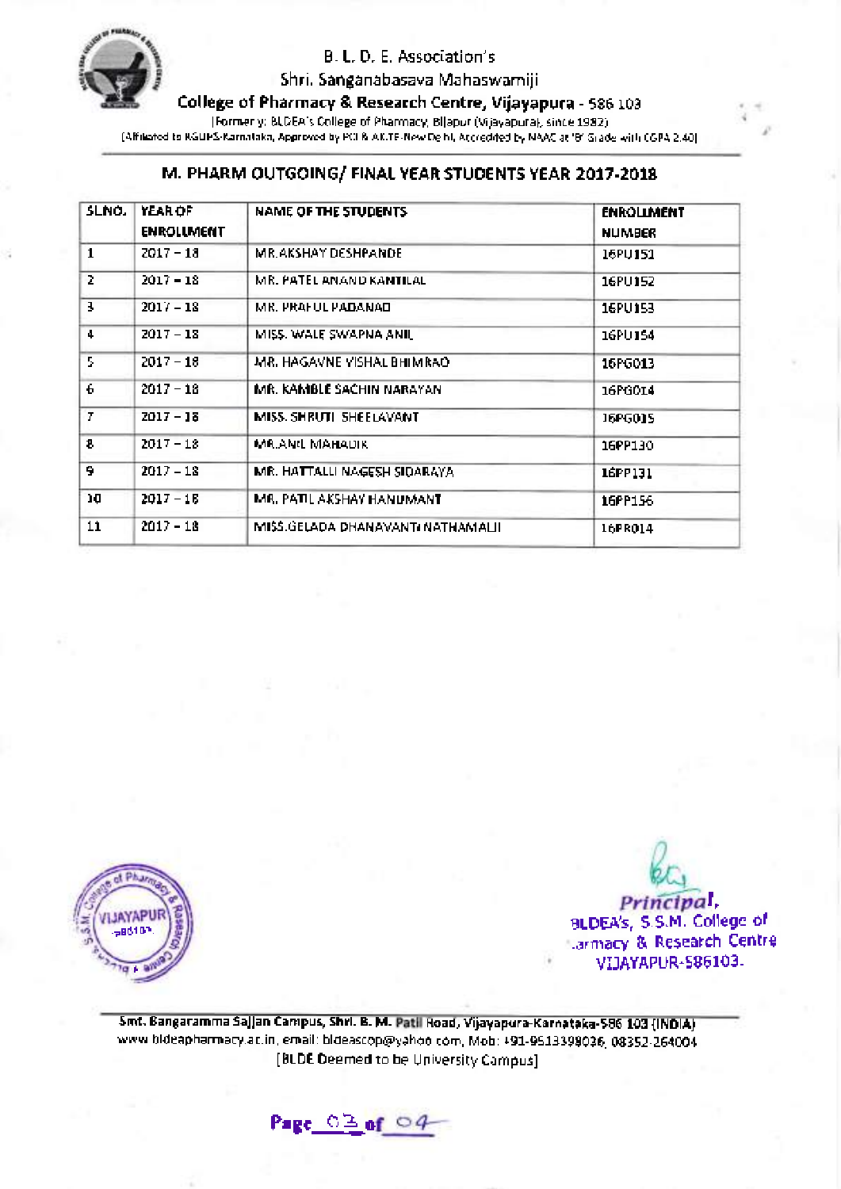B. L. D. E. Association's

Shri. Sanganabasava Mahaswamiji

**College of Pharmacy & Research Centre, Vijayapura** - 586 103

(Formerly: BLDEA's College of Pharmacy, Bijapur (Vijayapura), since 1982)

(Affiliated to RGUHS-Karnataka, Approved by PCI & AICTE-New Delhi, Accredited by NAAC at 'B' Grade with CGPA 2.40)

## M. PHARM OUTGOING/ FINAL YEAR STUDENTS YEAR 2017-2018

| SLNO. | YEAR OF ENROLLMENT | NAME OF THE STUDENTS | ENROLLMENT NUMBER |
|---|---|---|---|
| 1 | 2017 – 18 | MR.AKSHAY DESHPANDE | 16PU151 |
| 2 | 2017 – 18 | MR. PATEL ANAND KANTILAL | 16PU152 |
| 3 | 2017 – 18 | MR. PRAFUL PADANAD | 16PU153 |
| 4 | 2017 – 18 | MISS. WALE SWAPNA ANIL | 16PU154 |
| 5 | 2017 – 18 | MR. HAGAVNE VISHAL BHIMRAO | 16PG013 |
| 6 | 2017 – 18 | MR. KAMBLE SACHIN NARAYAN | 16PG014 |
| 7 | 2017 – 18 | MISS. SHRUTI SHEELAVANT | 16PG015 |
| 8 | 2017 – 18 | MR.ANIL MAHADIK | 16PP130 |
| 9 | 2017 – 18 | MR. HATTALLI NAGESH SIDARAYA | 16PP131 |
| 10 | 2017 – 18 | MR. PATIL AKSHAY HANUMANT | 16PP156 |
| 11 | 2017 – 18 | MISS.GELADA DHANAVANTI NATHAMALJI | 16PR014 |

Principal,
BLDEA's, S.S.M. College of Pharmacy & Research Centre
VIJAYAPUR-586103.

Smt. Bangaramma Sajjan Campus, Shri. B. M. Patil Road, Vijayapura-Karnataka-586 103 (INDIA)
www.bldeapharmacy.ac.in, email: bldeascop@yahoo.com, Mob: +91-9513398036, 08352-264004
[BLDE Deemed to be University Campus]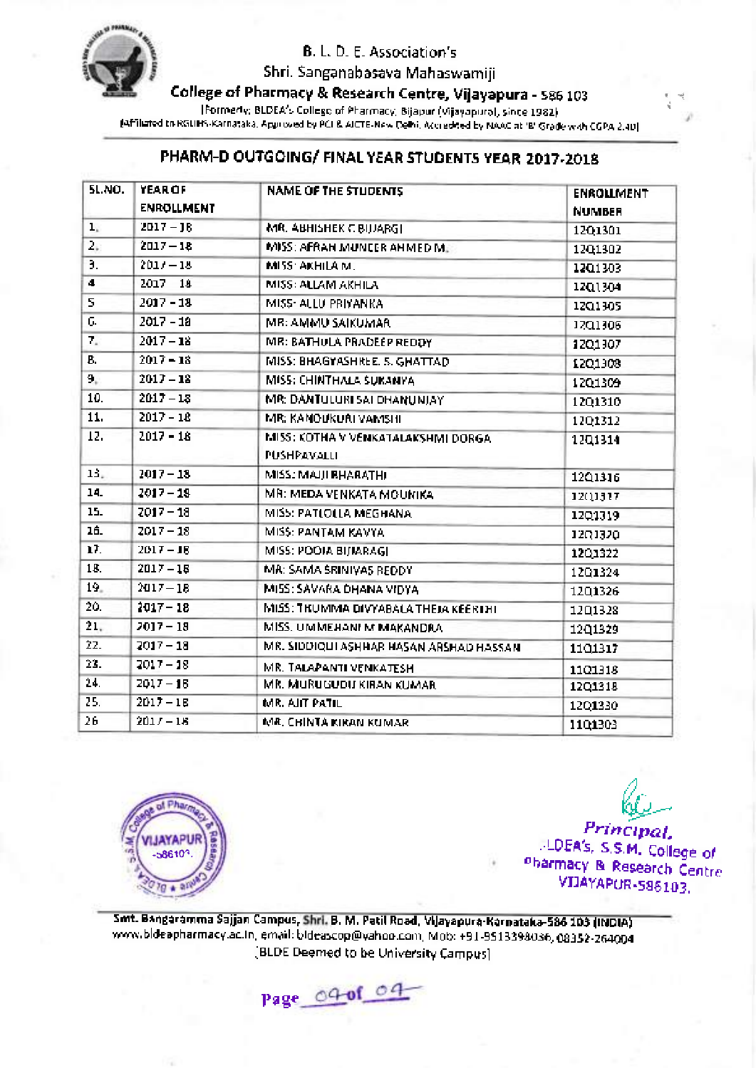B. L. D. E. Association's

Shri. Sanganabasava Mahaswamiji

**College of Pharmacy & Research Centre, Vijayapura - 586 103**

(Formerly, BLDEA's College of Pharmacy, Bijapur (Vijayapura), since 1982)

(Affiliated to RGUHS-Karnataka, Approved by PCI & AICTE-New Delhi, Accredited by NAAC at 'B' Grade with CGPA 2.40)

## PHARM-D OUTGOING/ FINAL YEAR STUDENTS YEAR 2017-2018

| SL.NO. | YEAR OF ENROLLMENT | NAME OF THE STUDENTS | ENROLLMENT NUMBER |
|---|---|---|---|
| 1. | 2017 – 18 | MR. ABHISHEK C BIJJARGI | 12Q1301 |
| 2. | 2017 – 18 | MISS: AFRAH MUNEER AHMED M. | 12Q1302 |
| 3. | 2017 – 18 | MISS: AKHILA M. | 12Q1303 |
| 4 | 2017 – 18 | MISS: ALLAM AKHILA | 12Q1304 |
| 5 | 2017 – 18 | MISS: ALLU PRIYANKA | 12Q1305 |
| 6. | 2017 – 18 | MR: AMMU SAIKUMAR | 12Q1306 |
| 7. | 2017 – 18 | MR: BATHULA PRADEEP REDDY | 12Q1307 |
| 8. | 2017 – 18 | MISS: BHAGYASHREE. S. GHATTAD | 12Q1308 |
| 9. | 2017 – 18 | MISS: CHINTHALA SUKANYA | 12Q1309 |
| 10. | 2017 – 18 | MR: DANTULURI SAI DHANUNJAY | 12Q1310 |
| 11. | 2017 – 18 | MR: KANDUKURI VAMSHI | 12Q1312 |
| 12. | 2017 – 18 | MISS: KOTHA V VENKATALAKSHMI DORGA PUSHPAVALLI | 12Q1314 |
| 13. | 2017 – 18 | MISS: MAJJI BHARATHI | 12Q1316 |
| 14. | 2017 – 18 | MR: MEDA VENKATA MOUNIKA | 12Q1317 |
| 15. | 2017 – 18 | MISS: PATLOLLA MEGHANA | 12Q1319 |
| 16. | 2017 – 18 | MISS: PANTAM KAVYA | 12Q1320 |
| 17. | 2017 – 18 | MISS: POOJA BIJJARAGI | 12Q1322 |
| 18. | 2017 – 18 | MR: SAMA SRINIVAS REDDY | 12Q1324 |
| 19. | 2017 – 18 | MISS: SAVARA DHANA VIDYA | 12Q1326 |
| 20. | 2017 – 18 | MISS: THUMMA DIVYABALA THEJA KEERTHI | 12Q1328 |
| 21. | 2017 – 18 | MISS. UMMEHANI M MAKANDRA | 12Q1329 |
| 22. | 2017 – 18 | MR. SIDDIQUI ASHHAR HASAN ARSHAD HASSAN | 11Q1317 |
| 23. | 2017 – 18 | MR. TALAPANTI VENKATESH | 11Q1318 |
| 24. | 2017 – 18 | MR. MURUGUDU KIRAN KUMAR | 12Q1318 |
| 25. | 2017 – 18 | MR. AJIT PATIL | 12Q1330 |
| 26 | 2017 – 18 | MR. CHINTA KIRAN KUMAR | 11Q1303 |

Principal,
BLDEA's, S.S.M. College of
Pharmacy & Research Centre
VIJAYAPUR-586103.

Smt. Bangaramma Sajjan Campus, Shri. B. M. Patil Road, Vijayapura-Karnataka-586 103 (INDIA)
www.bldeapharmacy.ac.in, email: bldeascop@yahoo.com, Mob: +91-9513398036, 08352-264004
[BLDE Deemed to be University Campus]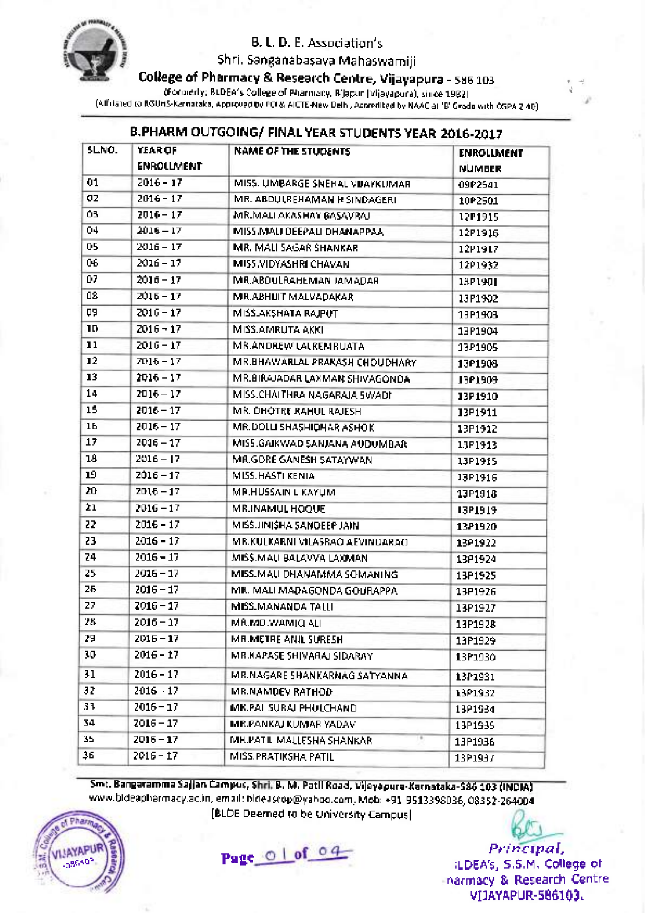B. L. D. E. Association's

Shri. Sanganabasava Mahaswamiji

**College of Pharmacy & Research Centre, Vijayapura** - 586 103

(Formerly: BLDEA's College of Pharmacy, B'japur (Vijayapura), since 1982)

(Affiliated to RGUHS-Karnataka, Approved by PCI & AICTE-New Delhi, Accredited by NAAC at 'B' Grade with CGPA 2.40)

## B.PHARM OUTGOING/ FINAL YEAR STUDENTS YEAR 2016-2017

| SL.NO. | YEAR OF ENROLLMENT | NAME OF THE STUDENTS | ENROLLMENT NUMBER |
|---|---|---|---|
| 01 | 2016 – 17 | MISS. UMBARGE SNEHAL VIJAYKUMAR | 09P2541 |
| 02 | 2016 – 17 | MR. ABDULREHAMAN R SINDAGERI | 10P2501 |
| 03 | 2016 – 17 | MR.MALI AKASHAY BASAVRAJ | 12P1915 |
| 04 | 2016 – 17 | MISS.MALI DEEPALI DHANAPPAA | 12P1916 |
| 05 | 2016 – 17 | MR. MALI SAGAR SHANKAR | 12P1917 |
| 06 | 2016 – 17 | MISS.VIDYASHRI CHAVAN | 12P1932 |
| 07 | 2016 – 17 | MR.ABDULRAHEMAN JAMADAR | 13P1901 |
| 08 | 2016 – 17 | MR.ABHIJIT MALVADAKAR | 13P1902 |
| 09 | 2016 – 17 | MISS.AKSHATA RAJPUT | 13P1903 |
| 10 | 2016 – 17 | MISS.AMRUTA AKKI | 13P1904 |
| 11 | 2016 – 17 | MR.ANDREW LALREMRUATA | 13P1905 |
| 12 | 2016 – 17 | MR.BHAWARLAL PRAKASH CHOUDHARY | 13P1908 |
| 13 | 2016 – 17 | MR.BIRAJADAR LAXMAN SHIVAGONDA | 13P1909 |
| 14 | 2016 – 17 | MISS.CHAITHRA NAGARAJA SWADI | 13P1910 |
| 15 | 2016 – 17 | MR. DHOTRE RAHUL RAJESH | 13P1911 |
| 16 | 2016 – 17 | MR.DOLLI SHASHIDHAR ASHOK | 13P1912 |
| 17 | 2016 – 17 | MISS.GAIKWAD SANJANA AUDUMBAR | 13P1913 |
| 18 | 2016 – 17 | MR.GORE GANESH SATAYWAN | 13P1915 |
| 19 | 2016 – 17 | MISS.HASTI KENIA | 13P1916 |
| 20 | 2016 – 17 | MR.HUSSAIN L KAYUM | 13P1918 |
| 21 | 2016 – 17 | MR.INAMUL HOQUE | 13P1919 |
| 22 | 2016 – 17 | MISS.JINISHA SANDEEP JAIN | 13P1920 |
| 23 | 2016 – 17 | MR.KULKARNI VILASRAO AEVINDARAO | 13P1922 |
| 24 | 2016 – 17 | MISS.MALI BALAVVA LAXMAN | 13P1924 |
| 25 | 2016 – 17 | MISS.MALI DHANAMMA SOMANING | 13P1925 |
| 26 | 2016 – 17 | MR. MALI MADAGONDA GOURAPPA | 13P1926 |
| 27 | 2016 – 17 | MISS.MANANDA TALLI | 13P1927 |
| 28 | 2016 – 17 | MR.MD.WAMIQ ALI | 13P1928 |
| 29 | 2016 – 17 | MR.METRE ANIL SURESH | 13P1929 |
| 30 | 2016 – 17 | MR.KAPASE SHIVARAJ SIDARAY | 13P1930 |
| 31 | 2016 – 17 | MR.NAGARE SHANKARNAG SATYANNA | 13P1931 |
| 32 | 2016 – 17 | MR.NAMDEV RATHOD | 13P1932 |
| 33 | 2016 – 17 | MR.PAL SURAJ PHULCHAND | 13P1934 |
| 34 | 2016 – 17 | MR.PANKAJ KUMAR YADAV | 13P1935 |
| 35 | 2016 – 17 | MR.PATIL MALLESHA SHANKAR | 13P1936 |
| 36 | 2016 – 17 | MISS.PRATIKSHA PATIL | 13P1937 |

Smt. Bangaramma Sajjan Campus, Shri. B. M. Patil Road, Vijayapura-Karnataka-586 103 (INDIA)
www.bldeapharmacy.ac.in, email: bldeacop@yahoo.com, Mob: +91 9513398036, 08352-264004
[BLDE Deemed to be University Campus]

Principal,
BLDEA's, S.S.M. College of Pharmacy & Research Centre
VIJAYAPUR-586103.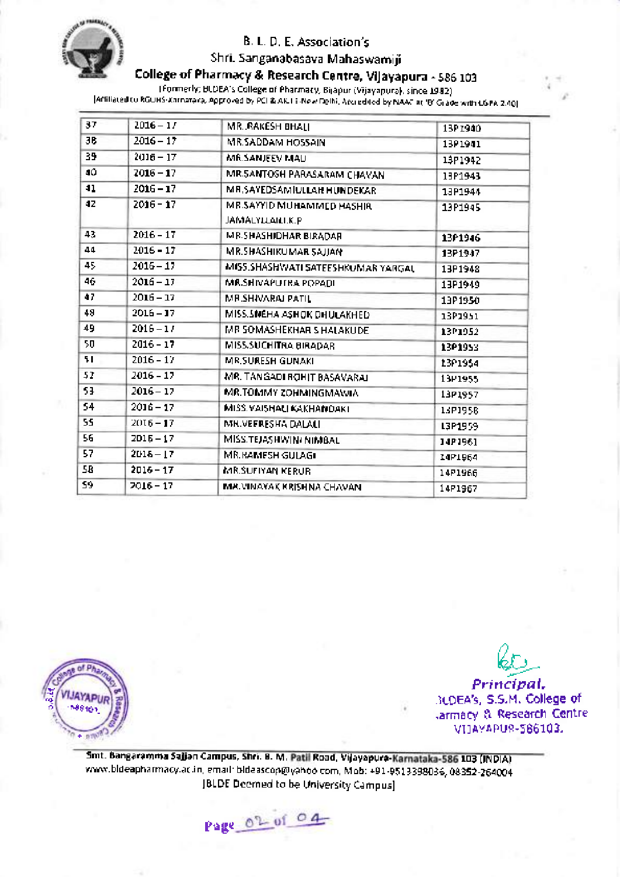B. L. D. E. Association's

Shri. Sanganabasava Mahaswamiji

**College of Pharmacy & Research Centre, Vijayapura - 586 103**

(Formerly: BLDEA's College of Pharmacy, Bijapur (Vijayapura), since 1982)

(Affiliated to RGUHS-Karnataka, Approved by PCI & AICTE-New Delhi, Accredited by NAAC at 'B' Grade with CGPA 2.40)

| 37 | 2016 – 17 | MR.RAKESH BHALI | 13P1940 |
|---|---|---|---|
| 38 | 2016 – 17 | MR.SADDAM HOSSAIN | 13P1941 |
| 39 | 2016 – 17 | MR.SANJEEV MALI | 13P1942 |
| 40 | 2016 – 17 | MR.SANTOSH PARASARAM CHAVAN | 13P1943 |
| 41 | 2016 – 17 | MR.SAYEDSAMIULLAH HUNDEKAR | 13P1944 |
| 42 | 2016 – 17 | MR.SAYYID MUHAMMED HASHIR JAMALYLLAIL.K.P | 13P1945 |
| 43 | 2016 – 17 | MR.SHASHIDHAR BIRADAR | 13P1946 |
| 44 | 2016 – 17 | MR.SHASHIKUMAR SAJJAN | 13P1947 |
| 45 | 2016 – 17 | MISS.SHASHWATI SATEESHKUMAR YARGAL | 13P1948 |
| 46 | 2016 – 17 | MR.SHIVAPUTRA POPADI | 13P1949 |
| 47 | 2016 – 17 | MR.SHIVARAJ PATIL | 13P1950 |
| 48 | 2016 – 17 | MISS.SNEHA ASHOK DHULAKHED | 13P1951 |
| 49 | 2016 – 17 | MR SOMASHEKHAR S HALAKUDE | 13P1952 |
| 50 | 2016 – 17 | MISS.SUCHITRA BIRADAR | 13P1953 |
| 51 | 2016 – 17 | MR.SURESH GUNAKI | 13P1954 |
| 52 | 2016 – 17 | MR. TANGADI ROHIT BASAVARAJ | 13P1955 |
| 53 | 2016 – 17 | MR.TOMMY ZOHMINGMAWIA | 13P1957 |
| 54 | 2016 – 17 | MISS.VAISHALI KAKHANDAKI | 13P1958 |
| 55 | 2016 – 17 | MR.VEERESHA DALALI | 13P1959 |
| 56 | 2016 – 17 | MISS.TEJASHWINI NIMBAL | 14P1961 |
| 57 | 2016 – 17 | MR.RAMESH GULAGI | 14P1964 |
| 58 | 2016 – 17 | MR.SUFIYAN KERUR | 14P1966 |
| 59 | 2016 – 17 | MR.VINAYAK KRISHNA CHAVAN | 14P1967 |

*Principal,*
BLDEA's, S.S.M. College of
Pharmacy & Research Centre
VIJAYAPUR-586103.

Smt. Bangaramma Sajjan Campus, Shri. B. M. Patil Road, Vijayapura-Karnataka-586 103 (INDIA)
www.bldeapharmacy.ac.in, email: bldeascop@yahoo.com, Mob: +91-9513398036, 08352-264004
(BLDE Deemed to be University Campus)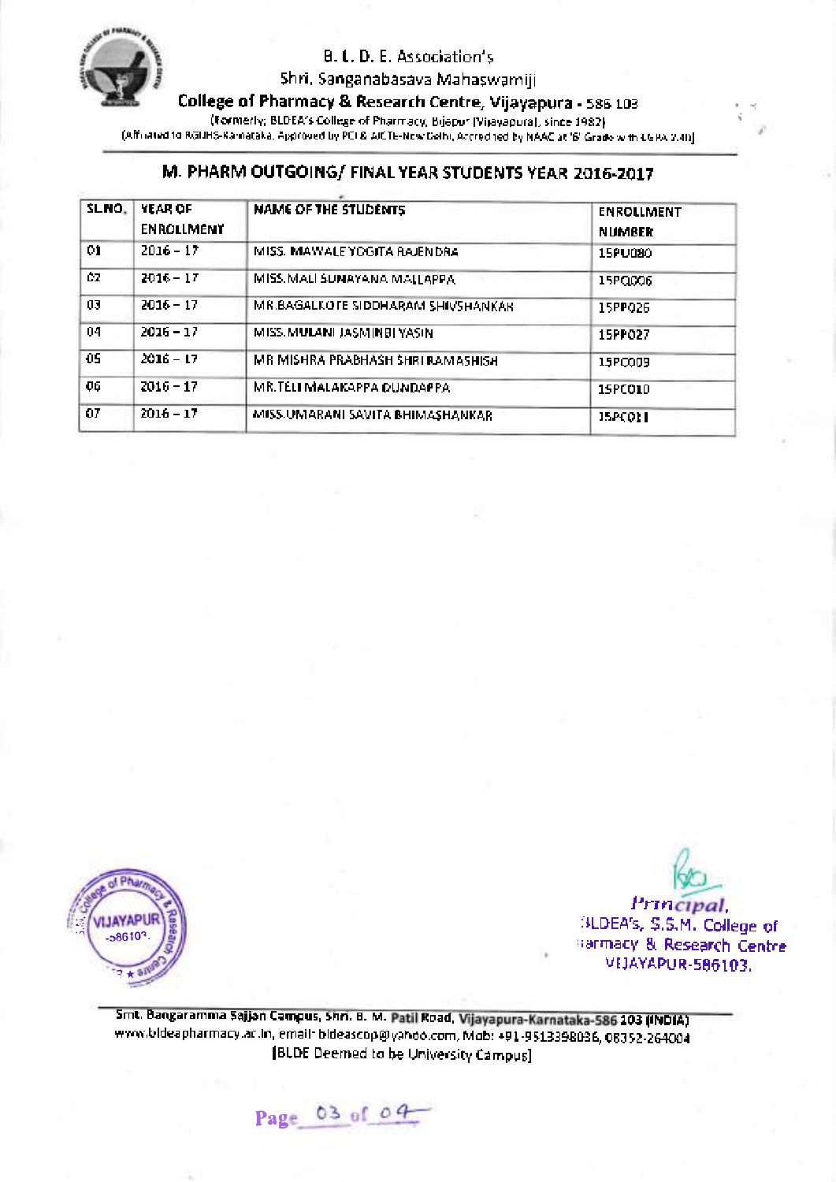B. L. D. E. Association's

Shri. Sanganabasava Mahaswamiji

**College of Pharmacy & Research Centre, Vijayapura** - 586 103

(Formerly: BLDEA's College of Pharmacy, Bijapur (Vijayapura), since 1982)

(Affiliated to RGUHS-Karnataka, Approved by PCI & AICTE-New Delhi, Accredited by NAAC at 'B' Grade with CGPA 2.40)

## M. PHARM OUTGOING/ FINAL YEAR STUDENTS YEAR 2016-2017

| SL.NO. | YEAR OF ENROLLMENT | NAME OF THE STUDENTS | ENROLLMENT NUMBER |
|---|---|---|---|
| 01 | 2016 – 17 | MISS. MAWALE YOGITA RAJENDRA | 15PU080 |
| 02 | 2016 – 17 | MISS. MALI SUNAYANA MALLAPPA | 15PQ006 |
| 03 | 2016 – 17 | MR.BAGALKOTE SIDDHARAM SHIVSHANKAR | 15PP026 |
| 04 | 2016 – 17 | MISS. MULANI JASMINBI YASIN | 15PP027 |
| 05 | 2016 – 17 | MR MISHRA PRABHASH SHRI RAMASHISH | 15PC009 |
| 06 | 2016 – 17 | MR.TELI MALAKAPPA DUNDAPPA | 15PC010 |
| 07 | 2016 – 17 | MISS.UMARANI SAVITA BHIMASHANKAR | 15PC011 |

Principal,
BLDEA's, S.S.M. College of
Pharmacy & Research Centre
VIJAYAPUR-586103.

Smt. Bangaramma Sajjan Campus, Shri. B. M. Patil Road, Vijayapura-Karnataka-586 103 (INDIA)
www.bldeapharmacy.ac.in, email: bldeascop@yahoo.com, Mob: +91-9513398036, 08352-264004
[BLDE Deemed to be University Campus]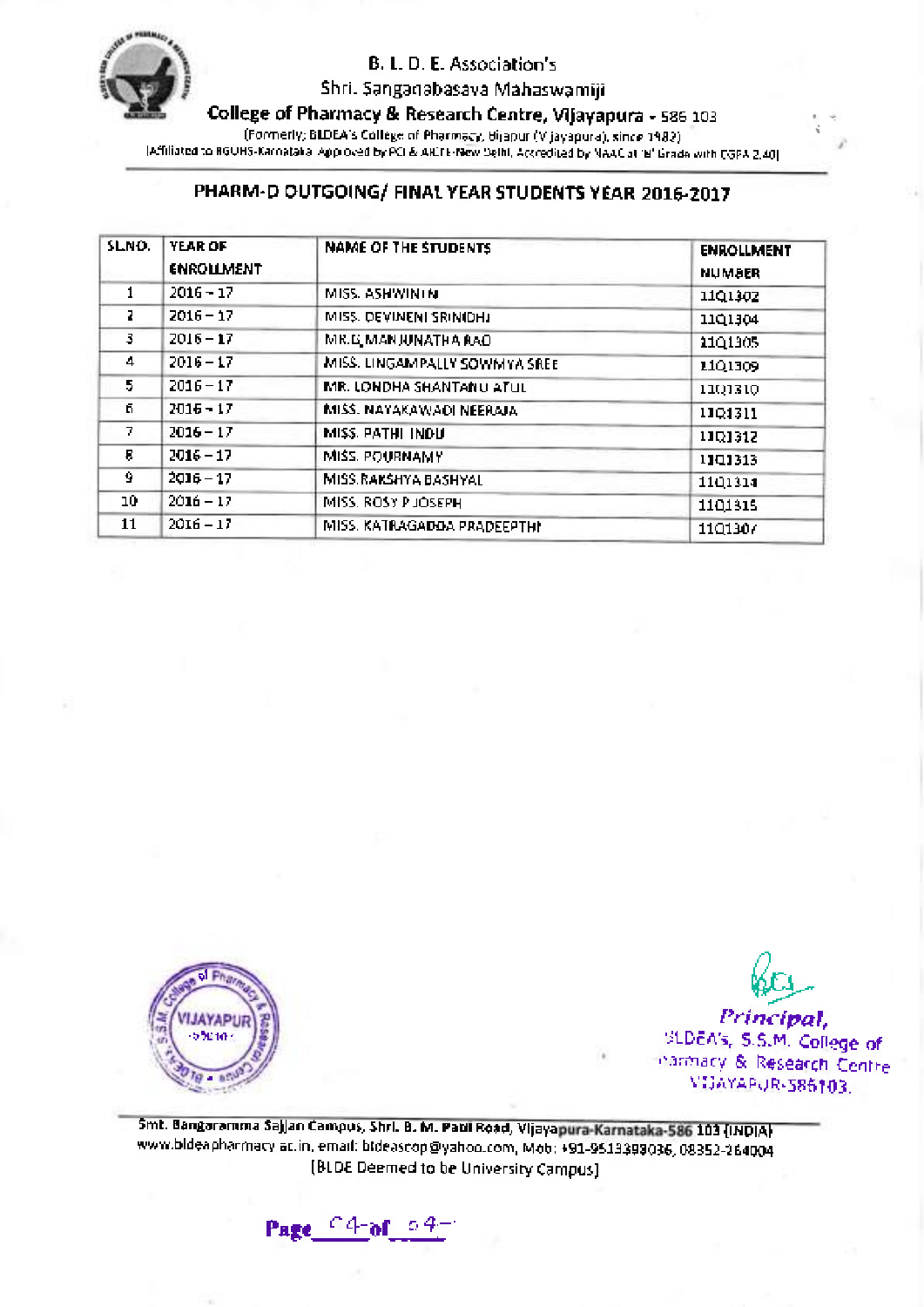B. L. D. E. Association's

Shri. Sanganabasava Mahaswamiji

**College of Pharmacy & Research Centre, Vijayapura** - 586 103

(Formerly: BLDEA's College of Pharmacy, Bijapur (Vijayapura), since 1982)

[Affiliated to RGUHS-Karnataka, Approved by PCI & AICTE-New Delhi, Accredited by NAAC at 'B' Grade with CGPA 2.40]

## PHARM-D OUTGOING/ FINAL YEAR STUDENTS YEAR 2016-2017

| SL.NO. | YEAR OF ENROLLMENT | NAME OF THE STUDENTS | ENROLLMENT NUMBER |
|---|---|---|---|
| 1 | 2016 – 17 | MISS. ASHWINI N | 11Q1302 |
| 2 | 2016 – 17 | MISS. DEVINENI SRINIDHI | 11Q1304 |
| 3 | 2016 – 17 | MR.G.MANJUNATHA RAO | 11Q1305 |
| 4 | 2016 – 17 | MISS. LINGAMPALLY SOWMYA SREE | 11Q1309 |
| 5 | 2016 – 17 | MR. LONDHA SHANTANU ATUL | 11Q1310 |
| 6 | 2016 – 17 | MISS. NAYAKAWADI NEERAJA | 11Q1311 |
| 7 | 2016 – 17 | MISS. PATHI INDU | 11Q1312 |
| 8 | 2016 – 17 | MISS. POURNAMY | 11Q1313 |
| 9 | 2016 – 17 | MISS.RAKSHYA BASHYAL | 11Q1314 |
| 10 | 2016 – 17 | MISS. ROSY P JOSEPH | 11Q1315 |
| 11 | 2016 – 17 | MISS. KATRAGADDA PRADEEPTHI | 11Q1307 |

*Principal,*
BLDEA's, S.S.M. College of Pharmacy & Research Centre
VIJAYAPUR-586103.

Smt. Bangaramma Sajjan Campus, Shri. B. M. Patil Road, Vijayapura-Karnataka-586 103 (INDIA)
www.bldeapharmacy.ac.in, email: bldeascop@yahoo.com, Mob: +91-9513398036, 08352-264004
[BLDE Deemed to be University Campus]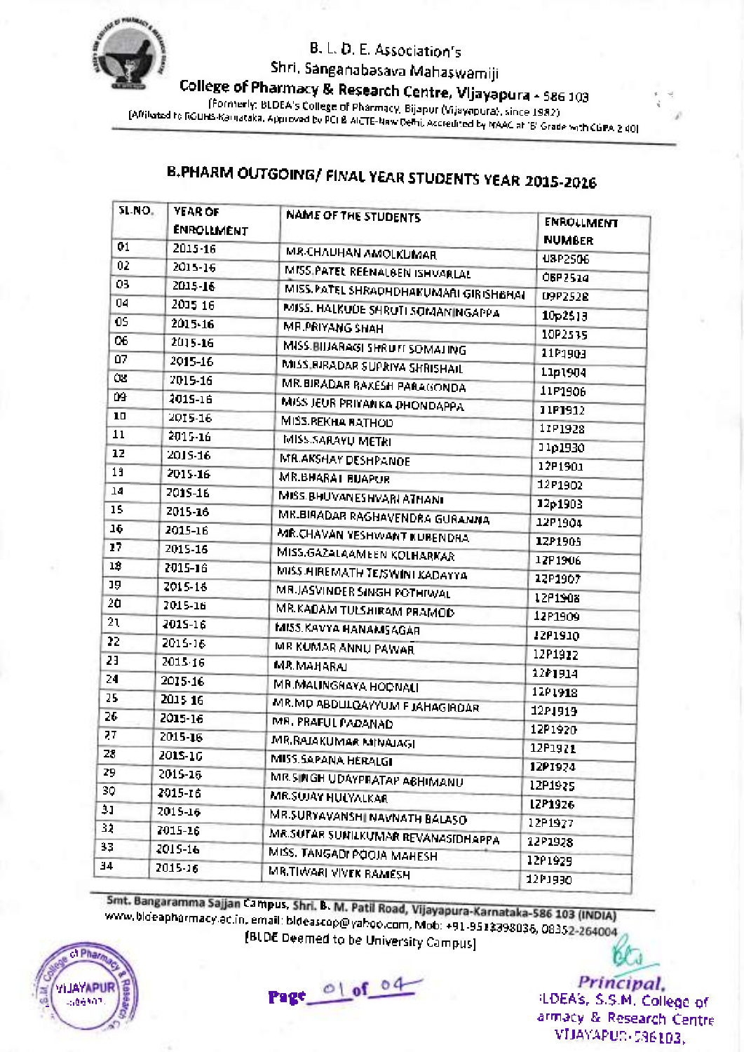B. L. D. E. Association's

Shri. Sanganabasava Mahaswamiji

**College of Pharmacy & Research Centre, Vijayapura - 586 103**

(Formerly: BLDEA's College of Pharmacy, Bijapur (Vijayapura), since 1982)

(Affiliated to RGUHS-Karnataka, Approved by PCI & AICTE-New Delhi, Accredited by NAAC at 'B' Grade with CGPA 2.40)

## B.PHARM OUTGOING/ FINAL YEAR STUDENTS YEAR 2015-2016

| SL.NO. | YEAR OF ENROLLMENT | NAME OF THE STUDENTS | ENROLLMENT NUMBER |
|---|---|---|---|
| 01 | 2015-16 | MR.CHAUHAN AMOLKUMAR | 08P2506 |
| 02 | 2015-16 | MISS.PATEL REENALBEN ISHVARLAL | 08P2514 |
| 03 | 2015-16 | MISS.PATEL SHRADHDHAKUMARI GIRISHBHAI | 09P2528 |
| 04 | 2015-16 | MISS. HALKUDE SHRUTI SOMANINGAPPA | 10p2513 |
| 05 | 2015-16 | MR.PRIYANG SHAH | 10P2535 |
| 06 | 2015-16 | MISS.BIJJARAGI SHRUTI SOMALING | 11P1903 |
| 07 | 2015-16 | MISS.BIRADAR SUPRIYA SHRISHAIL | 11p1904 |
| 08 | 2015-16 | MR.BIRADAR RAKESH PARAGONDA | 11P1906 |
| 09 | 2015-16 | MISS JEUR PRIYANKA DHONDAPPA | 11P1912 |
| 10 | 2015-16 | MISS.REKHA RATHOD | 11P1928 |
| 11 | 2015-16 | MISS.SARAYU METRI | 11p1930 |
| 12 | 2015-16 | MR.AKSHAY DESHPANDE | 12P1901 |
| 13 | 2015-16 | MR.BHARAT BIJAPUR | 12P1902 |
| 14 | 2015-16 | MISS.BHUVANESHVARI ATHANI | 12p1903 |
| 15 | 2015-16 | MR.BIRADAR RAGHAVENDRA GURANNA | 12P1904 |
| 16 | 2015-16 | MR.CHAVAN YESHWANT KURENDRA | 12P1905 |
| 17 | 2015-16 | MISS.GAZALAAMEEN KOLHARKAR | 12P1906 |
| 18 | 2015-16 | MISS.HIREMATH TEJSWINI KADAYYA | 12P1907 |
| 19 | 2015-16 | MR.JASVINDER SINGH POTHIWAL | 12P1908 |
| 20 | 2015-16 | MR.KADAM TULSHIRAM PRAMOD | 12P1909 |
| 21 | 2015-16 | MISS.KAVYA HANAMSAGAR | 12P1910 |
| 22 | 2015-16 | MR KUMAR ANNU PAWAR | 12P1912 |
| 23 | 2015-16 | MR.MAHARAJ | 12P1914 |
| 24 | 2015-16 | MR.MALINGRAYA HODNALI | 12P1918 |
| 25 | 2015-16 | MR.MD ABDULQAYYUM F JAHAGIRDAR | 12P1919 |
| 26 | 2015-16 | MR. PRAFUL PADANAD | 12P1920 |
| 27 | 2015-16 | MR.RAJAKUMAR MINAJAGI | 12P1921 |
| 28 | 2015-16 | MISS.SAPANA HERALGI | 12P1924 |
| 29 | 2015-16 | MR.SINGH UDAYPRATAP ABHIMANU | 12P1925 |
| 30 | 2015-16 | MR.SUJAY HULYALKAR | 12P1926 |
| 31 | 2015-16 | MR.SURYAVANSHI NAVNATH BALASO | 12P1927 |
| 32 | 2015-16 | MR.SUTAR SUNILKUMAR REVANASIDHAPPA | 12P1928 |
| 33 | 2015-16 | MISS. TANGADI POOJA MAHESH | 12P1929 |
| 34 | 2015-16 | MR.TIWARI VIVEK RAMESH | 12P1930 |

**Smt. Bangaramma Sajjan Campus, Shri. B. M. Patil Road, Vijayapura-Karnataka-586 103 (INDIA)**

www.bldeapharmacy.ac.in, email: bldeascop@yahoo.com, Mob: +91-9513398036, 08352-264004

[BLDE Deemed to be University Campus]

Principal,
BLDEA's, S.S.M. College of Pharmacy & Research Centre
VIJAYAPUR-586103.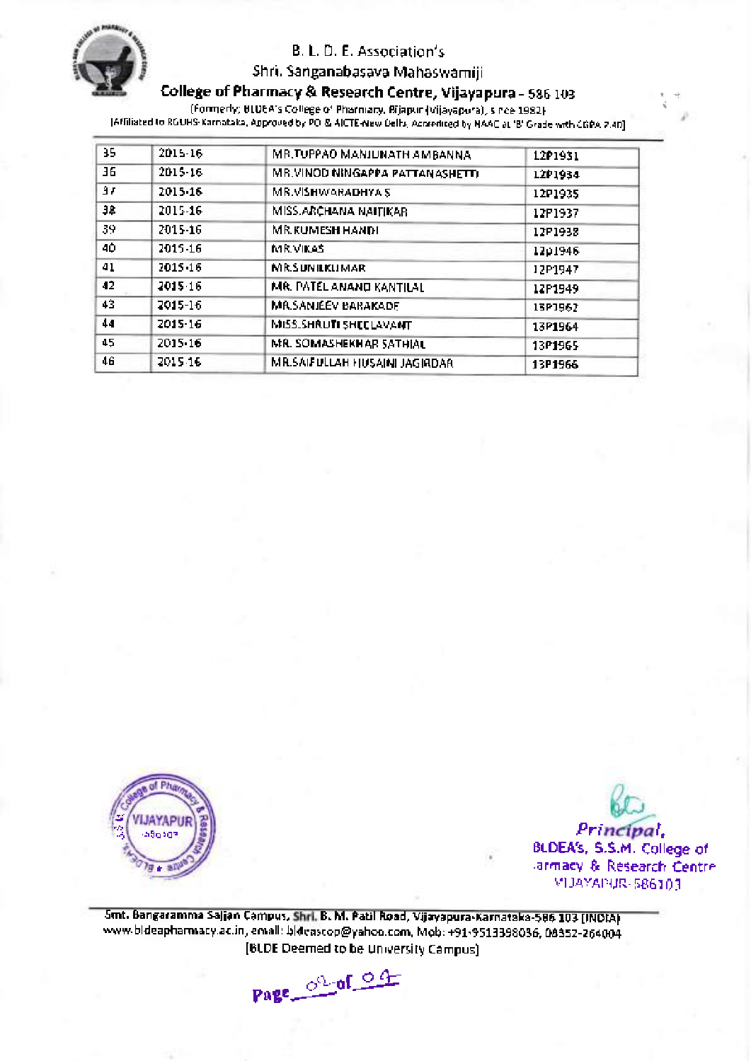B. L. D. E. Association's

Shri. Sanganabasava Mahaswamiji

**College of Pharmacy & Research Centre, Vijayapura - 586 103**

(Formerly: BLDEA's College of Pharmacy, Bijapur (Vijayapura), since 1982)

[Affiliated to RGUHS-Karnataka, Approved by PCI & AICTE-New Delhi, Accredited by NAAC at 'B' Grade with CGPA 2.40]

| | | | |
|---|---|---|---|
| 35 | 2015-16 | MR.TUPPAD MANJUNATH AMBANNA | 12P1931 |
| 36 | 2015-16 | MR.VINOD NINGAPPA PATTANASHETTI | 12P1934 |
| 37 | 2015-16 | MR.VISHWARADHYA S | 12P1935 |
| 38 | 2015-16 | MISS.ARCHANA NAITIKAR | 12P1937 |
| 39 | 2015-16 | MR.KUMESH HANDI | 12P1938 |
| 40 | 2015-16 | MR.VIKAS | 12P1946 |
| 41 | 2015-16 | MR.SUNILKUMAR | 12P1947 |
| 42 | 2015-16 | MR. PATEL ANAND KANTILAL | 12P1949 |
| 43 | 2015-16 | MR.SANJEEV BARAKADE | 13P1962 |
| 44 | 2015-16 | MISS.SHRUTI SHEELAVANT | 13P1964 |
| 45 | 2015-16 | MR. SOMASHEKHAR SATHIAL | 13P1965 |
| 46 | 2015-16 | MR.SAIFULLAH HUSAINI JAGIRDAR | 13P1966 |

*Principal,*
BLDEA's, S.S.M. College of Pharmacy & Research Centre
VIJAYAPUR-586103

Smt. Bangaramma Sajjan Campus, Shri. B. M. Patil Road, Vijayapura-Karnataka-586 103 (INDIA)
www.bldeapharmacy.ac.in, email: bldeascop@yahoo.com, Mob: +91-9513398036, 08352-264004
[BLDE Deemed to be University Campus]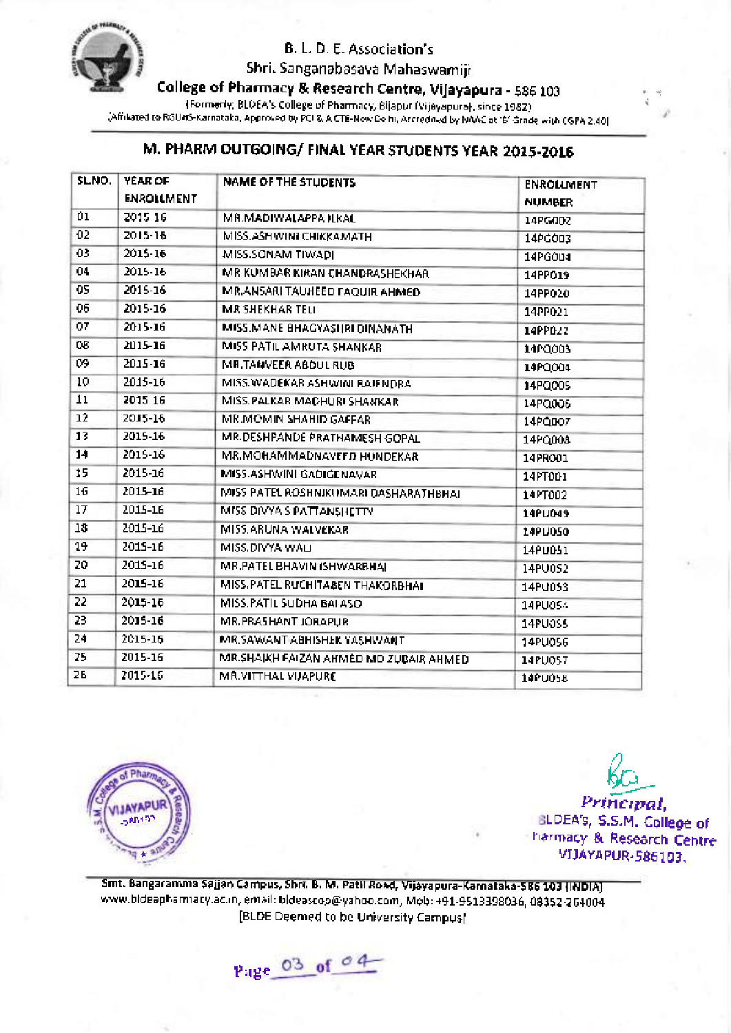B. L. D. E. Association's

Shri. Sanganabasava Mahaswamiji

**College of Pharmacy & Research Centre, Vijayapura - 586 103**

(Formerly, BLDEA's College of Pharmacy, Bijapur (Vijayapura), since 1982)

(Affiliated to RGUHS-Karnataka, Approved by PCI & AICTE-New Delhi, Accredited by NAAC at 'B' Grade with CGPA 2.40)

## M. PHARM OUTGOING/ FINAL YEAR STUDENTS YEAR 2015-2016

| SL.NO. | YEAR OF ENROLLMENT | NAME OF THE STUDENTS | ENROLLMENT NUMBER |
|---|---|---|---|
| 01 | 2015-16 | MR.MADIWALAPPA ILKAL | 14PG002 |
| 02 | 2015-16 | MISS.ASHWINI CHIKKAMATH | 14PG003 |
| 03 | 2015-16 | MISS.SONAM TIWADI | 14PG004 |
| 04 | 2015-16 | MR KUMBAR KIRAN CHANDRASHEKHAR | 14PP019 |
| 05 | 2015-16 | MR.ANSARI TAUHEED FAQUIR AHMED | 14PP020 |
| 06 | 2015-16 | MR SHEKHAR TELI | 14PP021 |
| 07 | 2015-16 | MISS.MANE BHAGYASHRI DINANATH | 14PP022 |
| 08 | 2015-16 | MISS PATIL AMRUTA SHANKAR | 14PQ003 |
| 09 | 2015-16 | MR.TANVEER ABDUL RUB | 14PQ004 |
| 10 | 2015-16 | MISS.WADEKAR ASHWINI RAJENDRA | 14PQ005 |
| 11 | 2015-16 | MISS.PALKAR MADHURI SHANKAR | 14PQ006 |
| 12 | 2015-16 | MR.MOMIN SHAHID GAFFAR | 14PQ007 |
| 13 | 2015-16 | MR.DESHPANDE PRATHAMESH GOPAL | 14PQ008 |
| 14 | 2015-16 | MR.MOHAMMADNAVEED HUNDEKAR | 14PR001 |
| 15 | 2015-16 | MISS.ASHWINI GADIGENAVAR | 14PT001 |
| 16 | 2015-16 | MISS PATEL ROSHNIKUMARI DASHARATHBHAI | 14PT002 |
| 17 | 2015-16 | MISS DIVYA S PATTANSHETTY | 14PU049 |
| 18 | 2015-16 | MISS.ARUNA WALVEKAR | 14PU050 |
| 19 | 2015-16 | MISS.DIVYA WALI | 14PU051 |
| 20 | 2015-16 | MR.PATEL BHAVIN ISHWARBHAI | 14PU052 |
| 21 | 2015-16 | MISS.PATEL RUCHITABEN THAKORBHAI | 14PU053 |
| 22 | 2015-16 | MISS.PATIL SUDHA BALASO | 14PU054 |
| 23 | 2015-16 | MR.PRASHANT JORAPUR | 14PU055 |
| 24 | 2015-16 | MR.SAWANT ABHISHEK YASHWANT | 14PU056 |
| 25 | 2015-16 | MR.SHAIKH FAIZAN AHMED MD ZUBAIR AHMED | 14PU057 |
| 26 | 2015-16 | MR.VITTHAL VIJAPURE | 14PU058 |

*Principal,*
BLDEA's, S.S.M. College of Pharmacy & Research Centre
VIJAYAPUR-586103.

Smt. Bangaramma Sajjan Campus, Shri. B. M. Patil Road, Vijayapura-Karnataka-586 103 (INDIA)
www.bldeapharmacy.ac.in, email: bldeascop@yahoo.com, Mob: +91-9513398036, 08352-264004
[BLDE Deemed to be University Campus]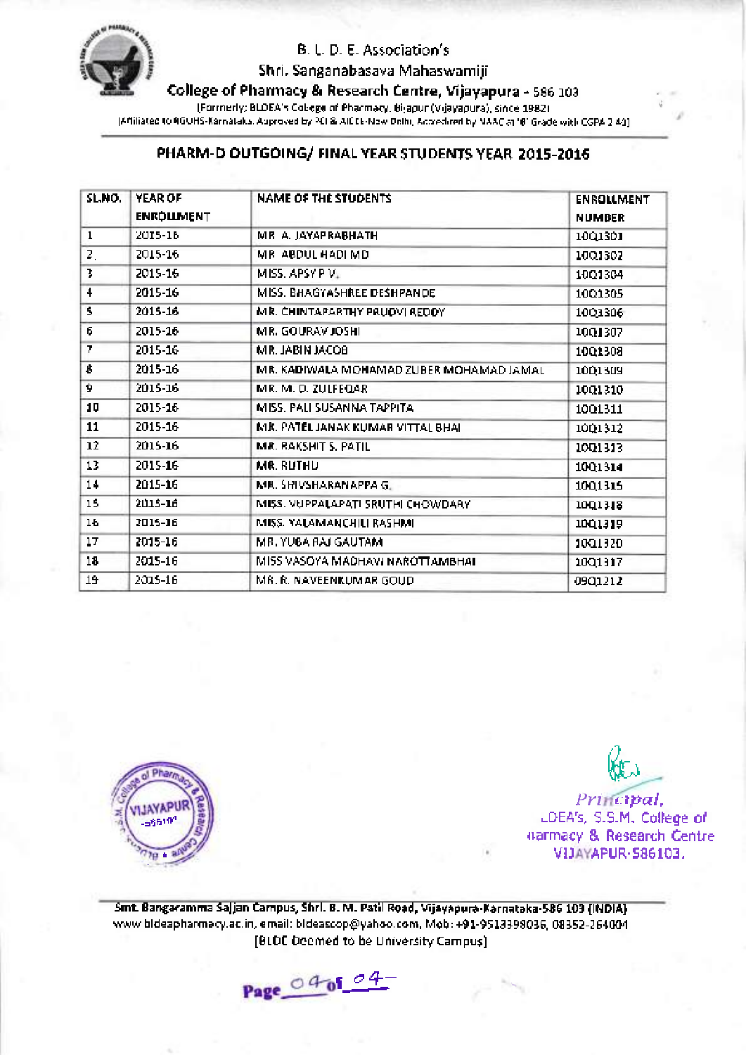B. L. D. E. Association's

Shri. Sanganabasava Mahaswamiji

**College of Pharmacy & Research Centre, Vijayapura** - 586 103

(Formerly: BLDEA's College of Pharmacy, Bijapur (Vijayapura), since 1982)

(Affiliated to RGUHS-Karnataka, Approved by PCI & AICTE-New Delhi, Accredited by NAAC at 'B' Grade with CGPA 2.43)

## PHARM-D OUTGOING/ FINAL YEAR STUDENTS YEAR 2015-2016

| SL.NO. | YEAR OF ENROLLMENT | NAME OF THE STUDENTS | ENROLLMENT NUMBER |
|---|---|---|---|
| 1 | 2015-16 | MR. A. JAYAPRABHATH | 10Q1301 |
| 2. | 2015-16 | MR. ABDUL HADI MD | 10Q1302 |
| 3 | 2015-16 | MISS. APSY P V. | 10Q1304 |
| 4 | 2015-16 | MISS. BHAGYASHREE DESHPANDE | 10Q1305 |
| 5 | 2015-16 | MR. CHINTAPARTHY PRUDVI REDDY | 10Q1306 |
| 6 | 2015-16 | MR. GOURAV JOSHI | 10Q1307 |
| 7 | 2015-16 | MR. JABIN JACOB | 10Q1308 |
| 8 | 2015-16 | MR. KADIWALA MOHAMAD ZUBER MOHAMAD JAMAL | 10Q1309 |
| 9 | 2015-16 | MR. M. D. ZULFEQAR | 10Q1310 |
| 10 | 2015-16 | MISS. PALI SUSANNA TAPPITA | 10Q1311 |
| 11 | 2015-16 | MR. PATEL JANAK KUMAR VITTAL BHAI | 10Q1312 |
| 12 | 2015-16 | MR. RAKSHIT S. PATIL | 10Q1313 |
| 13 | 2015-16 | MR. RUTHU | 10Q1314 |
| 14 | 2015-16 | MR. SHIVSHARANAPPA G. | 10Q1315 |
| 15 | 2015-16 | MISS. VUPPALAPATI SRUTHI CHOWDARY | 10Q1318 |
| 16 | 2015-16 | MISS. YALAMANCHILI RASHMI | 10Q1319 |
| 17 | 2015-16 | MR. YUBA RAJ GAUTAM | 10Q1320 |
| 18 | 2015-16 | MISS VASOYA MADHAVI NAROTTAMBHAI | 10Q1317 |
| 19 | 2015-16 | MR. R. NAVEENKUMAR GOUD | 09Q1212 |

Principal,
BLDEA's, S.S.M. College of
Pharmacy & Research Centre
VIJAYAPUR-586103.

Smt. Bangaramma Sajjan Campus, Shri. B. M. Patil Road, Vijayapura-Karnataka-586 103 (INDIA)
www.bldeapharmacy.ac.in, email: bldeascop@yahoo.com, Mob: +91-9513398036, 08352-264004
[BLDE Deemed to be University Campus]